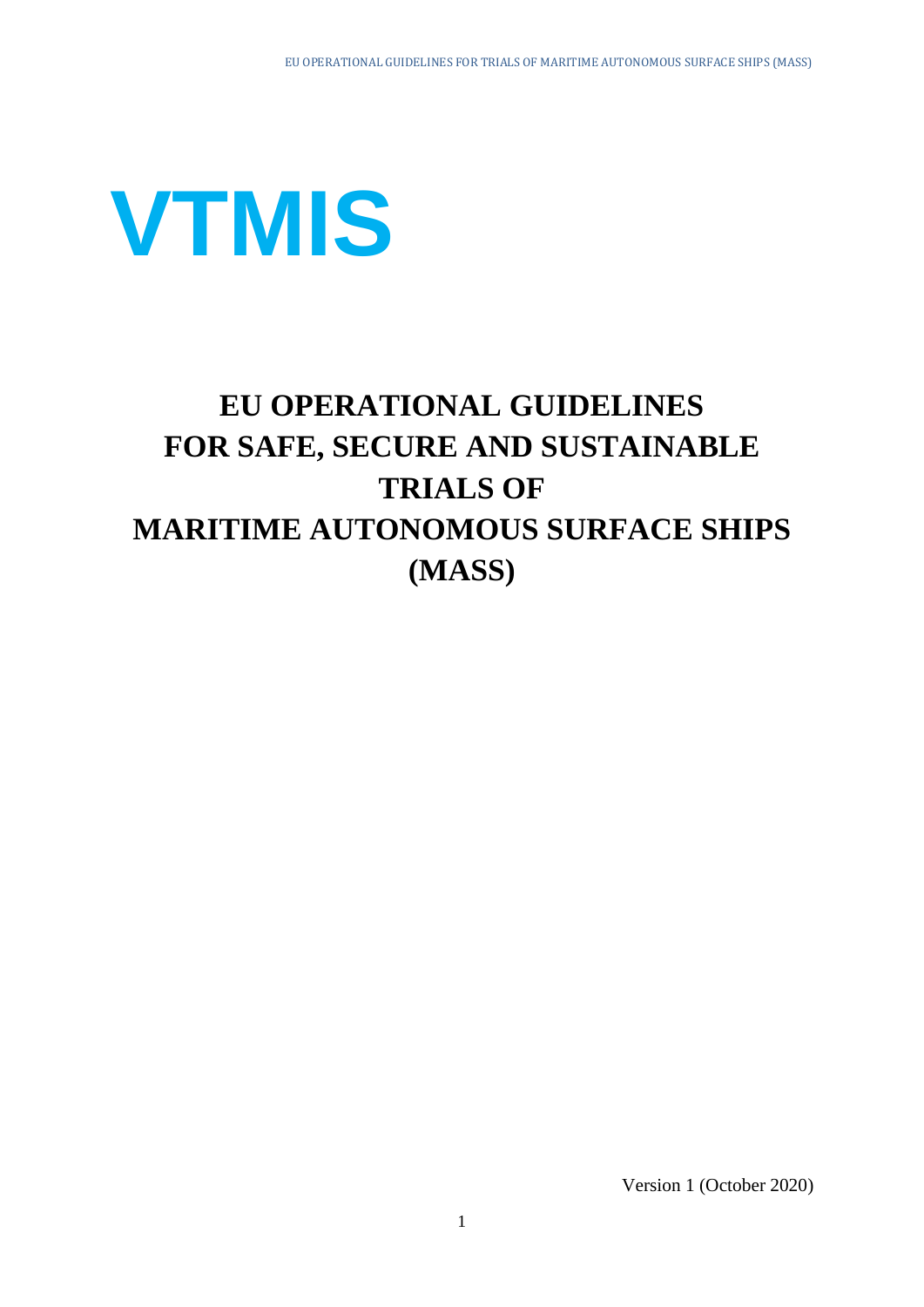# VTMIS

# EU OPERATIONAL GUIDELINES FOR SAFE, SECURE AND SUSTAINABLE TRIALS OF MARITIME AUTONOMOUS SURFACE SHIPS (MASS)

Version 1 (October 2020)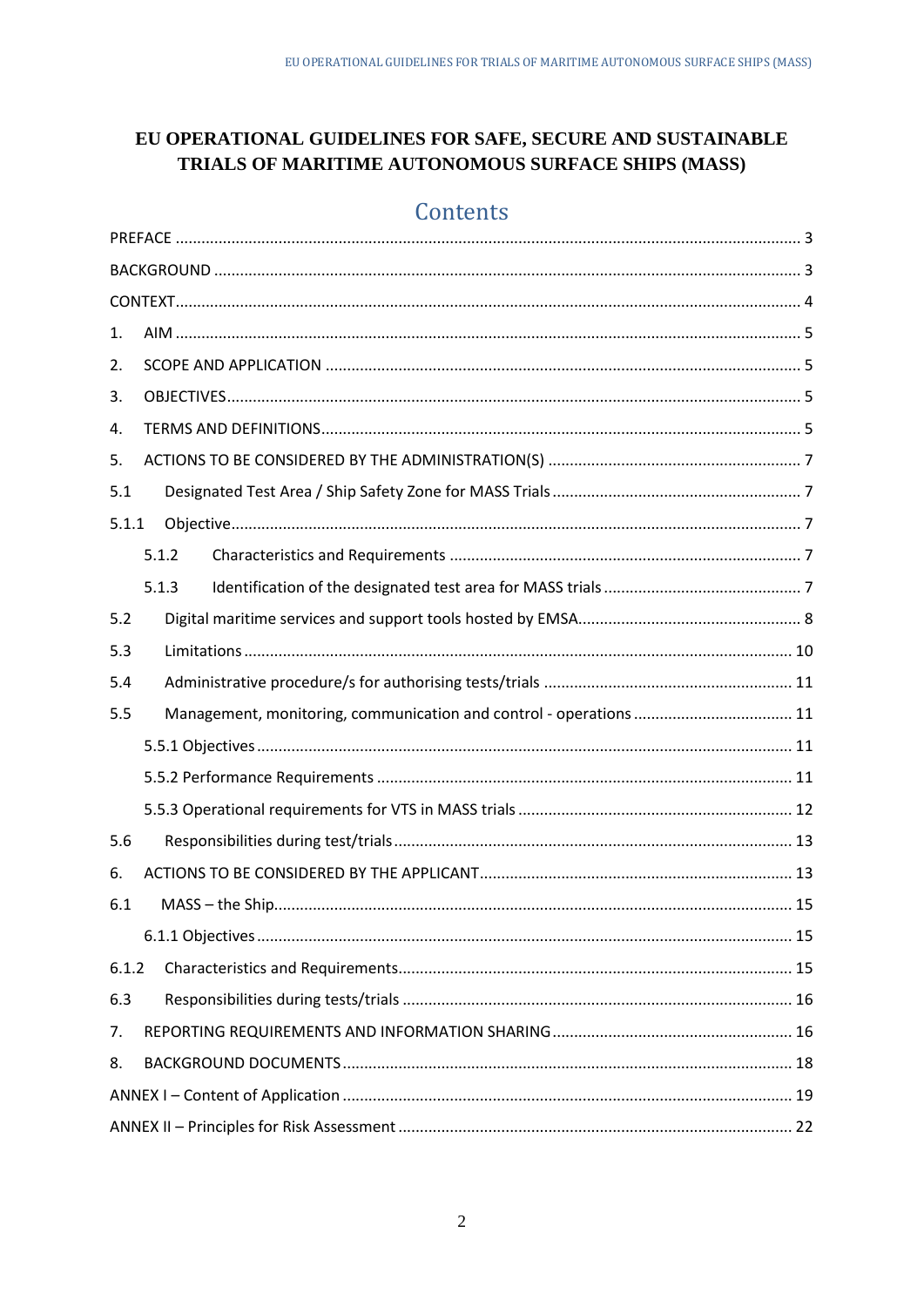# EU OPERATIONAL GUIDELINES FOR SAFE, SECURE AND SUSTAINABLE TRIALS OF MARITIME AUTONOMOUS SURFACE SHIPS (MASS)

## Contents

PREFACE ..... 3

BACKGROUND ..... 3

CONTEXT ..... 4

1. AIM ..... 5
2. SCOPE AND APPLICATION ..... 5
3. OBJECTIVES ..... 5
4. TERMS AND DEFINITIONS ..... 5
5. ACTIONS TO BE CONSIDERED BY THE ADMINISTRATION(S) ..... 7

5.1 Designated Test Area / Ship Safety Zone for MASS Trials ..... 7

5.1.1 Objective ..... 7

5.1.2 Characteristics and Requirements ..... 7

5.1.3 Identification of the designated test area for MASS trials ..... 7

5.2 Digital maritime services and support tools hosted by EMSA ..... 8

5.3 Limitations ..... 10

5.4 Administrative procedure/s for authorising tests/trials ..... 11

5.5 Management, monitoring, communication and control - operations ..... 11

5.5.1 Objectives ..... 11

5.5.2 Performance Requirements ..... 11

5.5.3 Operational requirements for VTS in MASS trials ..... 12

5.6 Responsibilities during test/trials ..... 13

6. ACTIONS TO BE CONSIDERED BY THE APPLICANT ..... 13

6.1 MASS – the Ship ..... 15

6.1.1 Objectives ..... 15

6.1.2 Characteristics and Requirements ..... 15

6.3 Responsibilities during tests/trials ..... 16

7. REPORTING REQUIREMENTS AND INFORMATION SHARING ..... 16
8. BACKGROUND DOCUMENTS ..... 18

ANNEX I – Content of Application ..... 19

ANNEX II – Principles for Risk Assessment ..... 22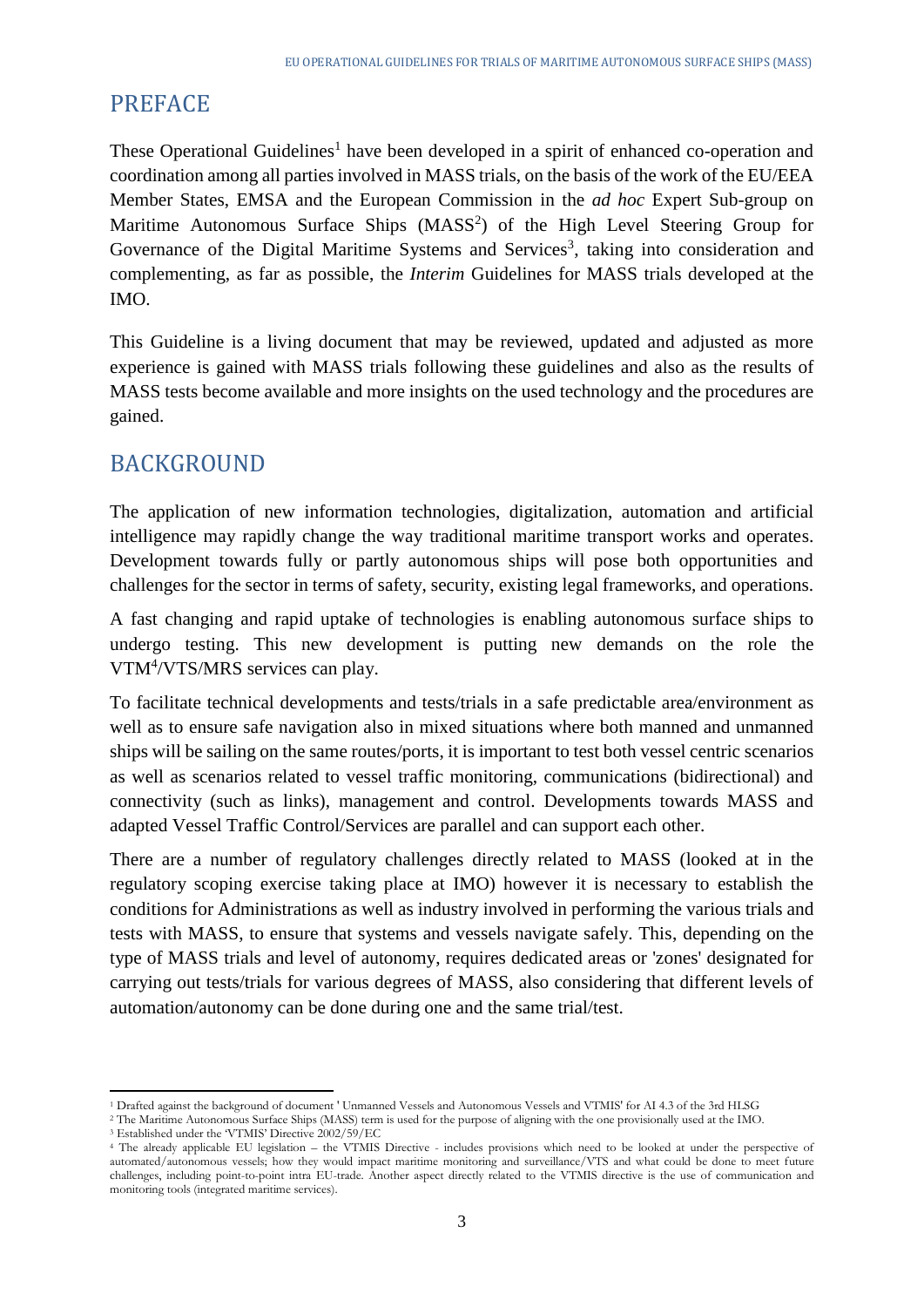## PREFACE

These Operational Guidelines[1] have been developed in a spirit of enhanced co-operation and coordination among all parties involved in MASS trials, on the basis of the work of the EU/EEA Member States, EMSA and the European Commission in the *ad hoc* Expert Sub-group on Maritime Autonomous Surface Ships (MASS[2]) of the High Level Steering Group for Governance of the Digital Maritime Systems and Services[3], taking into consideration and complementing, as far as possible, the *Interim* Guidelines for MASS trials developed at the IMO.

This Guideline is a living document that may be reviewed, updated and adjusted as more experience is gained with MASS trials following these guidelines and also as the results of MASS tests become available and more insights on the used technology and the procedures are gained.

## BACKGROUND

The application of new information technologies, digitalization, automation and artificial intelligence may rapidly change the way traditional maritime transport works and operates. Development towards fully or partly autonomous ships will pose both opportunities and challenges for the sector in terms of safety, security, existing legal frameworks, and operations.

A fast changing and rapid uptake of technologies is enabling autonomous surface ships to undergo testing. This new development is putting new demands on the role the VTM[4]/VTS/MRS services can play.

To facilitate technical developments and tests/trials in a safe predictable area/environment as well as to ensure safe navigation also in mixed situations where both manned and unmanned ships will be sailing on the same routes/ports, it is important to test both vessel centric scenarios as well as scenarios related to vessel traffic monitoring, communications (bidirectional) and connectivity (such as links), management and control. Developments towards MASS and adapted Vessel Traffic Control/Services are parallel and can support each other.

There are a number of regulatory challenges directly related to MASS (looked at in the regulatory scoping exercise taking place at IMO) however it is necessary to establish the conditions for Administrations as well as industry involved in performing the various trials and tests with MASS, to ensure that systems and vessels navigate safely. This, depending on the type of MASS trials and level of autonomy, requires dedicated areas or 'zones' designated for carrying out tests/trials for various degrees of MASS, also considering that different levels of automation/autonomy can be done during one and the same trial/test.

---

[1] Drafted against the background of document ' Unmanned Vessels and Autonomous Vessels and VTMIS' for AI 4.3 of the 3rd HLSG

[2] The Maritime Autonomous Surface Ships (MASS) term is used for the purpose of aligning with the one provisionally used at the IMO.

[3] Established under the 'VTMIS' Directive 2002/59/EC

[4] The already applicable EU legislation – the VTMIS Directive - includes provisions which need to be looked at under the perspective of automated/autonomous vessels; how they would impact maritime monitoring and surveillance/VTS and what could be done to meet future challenges, including point-to-point intra EU-trade. Another aspect directly related to the VTMIS directive is the use of communication and monitoring tools (integrated maritime services).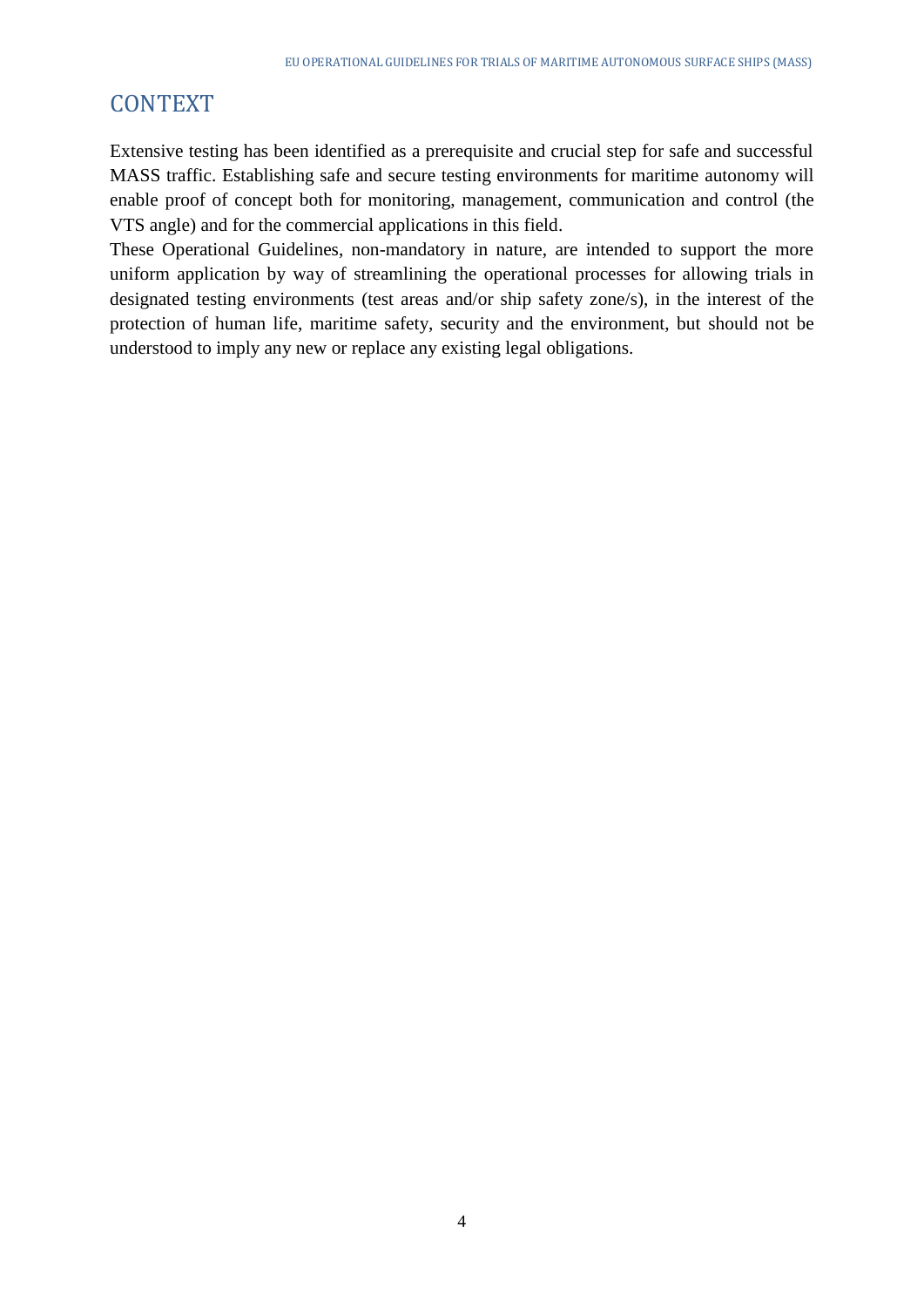# CONTEXT

Extensive testing has been identified as a prerequisite and crucial step for safe and successful MASS traffic. Establishing safe and secure testing environments for maritime autonomy will enable proof of concept both for monitoring, management, communication and control (the VTS angle) and for the commercial applications in this field.

These Operational Guidelines, non-mandatory in nature, are intended to support the more uniform application by way of streamlining the operational processes for allowing trials in designated testing environments (test areas and/or ship safety zone/s), in the interest of the protection of human life, maritime safety, security and the environment, but should not be understood to imply any new or replace any existing legal obligations.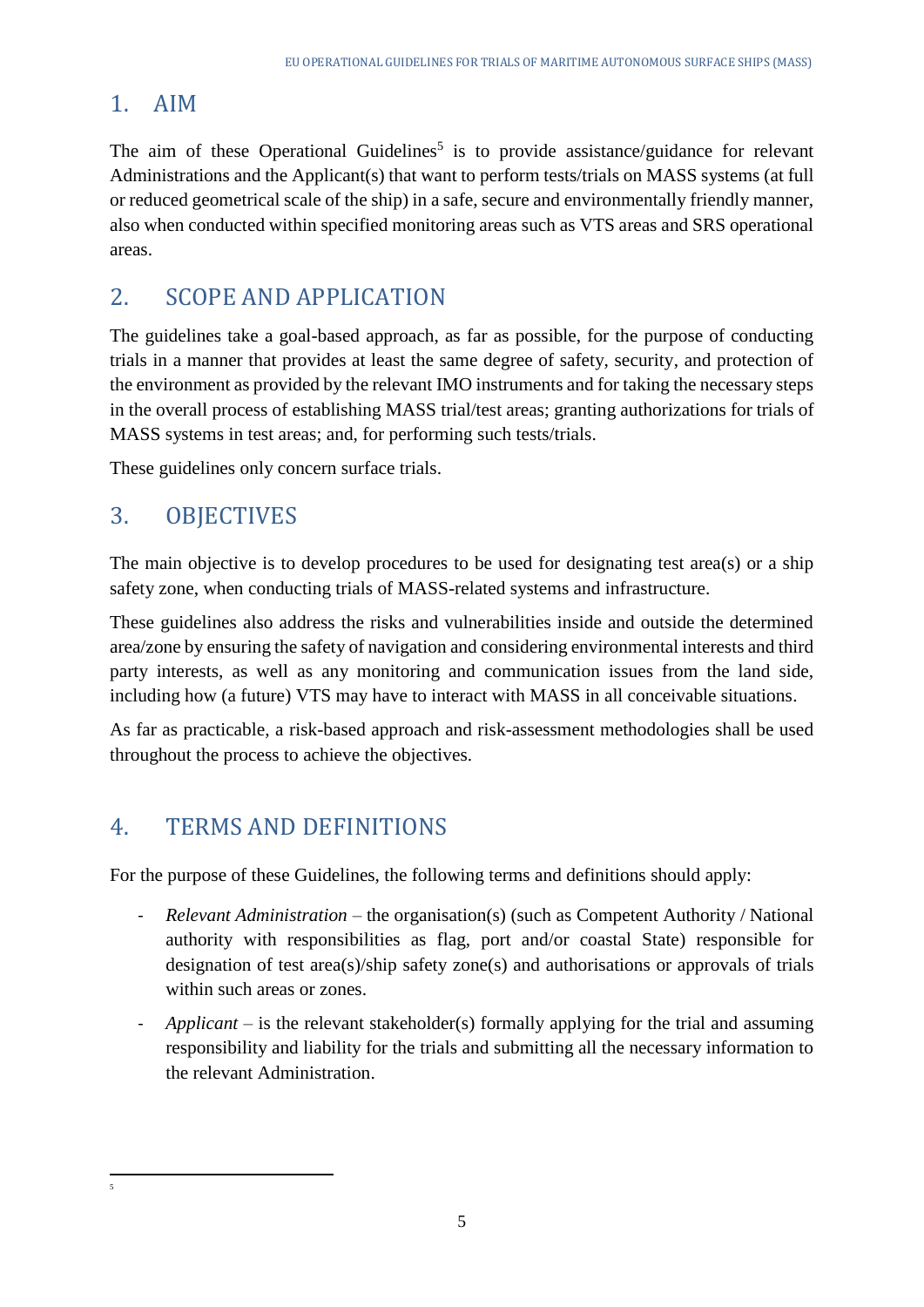## 1. AIM

The aim of these Operational Guidelines[5] is to provide assistance/guidance for relevant Administrations and the Applicant(s) that want to perform tests/trials on MASS systems (at full or reduced geometrical scale of the ship) in a safe, secure and environmentally friendly manner, also when conducted within specified monitoring areas such as VTS areas and SRS operational areas.

## 2. SCOPE AND APPLICATION

The guidelines take a goal-based approach, as far as possible, for the purpose of conducting trials in a manner that provides at least the same degree of safety, security, and protection of the environment as provided by the relevant IMO instruments and for taking the necessary steps in the overall process of establishing MASS trial/test areas; granting authorizations for trials of MASS systems in test areas; and, for performing such tests/trials.

These guidelines only concern surface trials.

## 3. OBJECTIVES

The main objective is to develop procedures to be used for designating test area(s) or a ship safety zone, when conducting trials of MASS-related systems and infrastructure.

These guidelines also address the risks and vulnerabilities inside and outside the determined area/zone by ensuring the safety of navigation and considering environmental interests and third party interests, as well as any monitoring and communication issues from the land side, including how (a future) VTS may have to interact with MASS in all conceivable situations.

As far as practicable, a risk-based approach and risk-assessment methodologies shall be used throughout the process to achieve the objectives.

## 4. TERMS AND DEFINITIONS

For the purpose of these Guidelines, the following terms and definitions should apply:

- *Relevant Administration* – the organisation(s) (such as Competent Authority / National authority with responsibilities as flag, port and/or coastal State) responsible for designation of test area(s)/ship safety zone(s) and authorisations or approvals of trials within such areas or zones.
- *Applicant* – is the relevant stakeholder(s) formally applying for the trial and assuming responsibility and liability for the trials and submitting all the necessary information to the relevant Administration.

---

[5]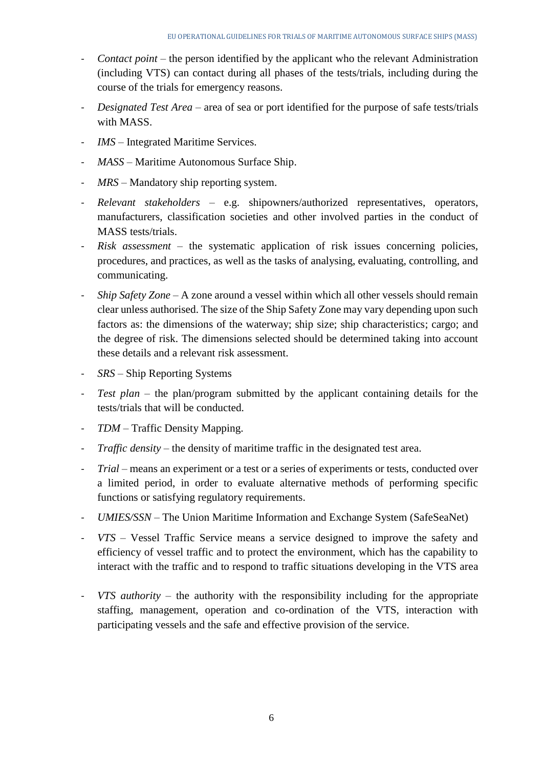- *Contact point* – the person identified by the applicant who the relevant Administration (including VTS) can contact during all phases of the tests/trials, including during the course of the trials for emergency reasons.
- *Designated Test Area* – area of sea or port identified for the purpose of safe tests/trials with MASS.
- *IMS* – Integrated Maritime Services.
- *MASS* – Maritime Autonomous Surface Ship.
- *MRS* – Mandatory ship reporting system.
- *Relevant stakeholders* – e.g. shipowners/authorized representatives, operators, manufacturers, classification societies and other involved parties in the conduct of MASS tests/trials.
- *Risk assessment* – the systematic application of risk issues concerning policies, procedures, and practices, as well as the tasks of analysing, evaluating, controlling, and communicating.
- *Ship Safety Zone* – A zone around a vessel within which all other vessels should remain clear unless authorised. The size of the Ship Safety Zone may vary depending upon such factors as: the dimensions of the waterway; ship size; ship characteristics; cargo; and the degree of risk. The dimensions selected should be determined taking into account these details and a relevant risk assessment.
- *SRS* – Ship Reporting Systems
- *Test plan* – the plan/program submitted by the applicant containing details for the tests/trials that will be conducted.
- *TDM* – Traffic Density Mapping.
- *Traffic density* – the density of maritime traffic in the designated test area.
- *Trial* – means an experiment or a test or a series of experiments or tests, conducted over a limited period, in order to evaluate alternative methods of performing specific functions or satisfying regulatory requirements.
- *UMIES/SSN* – The Union Maritime Information and Exchange System (SafeSeaNet)
- *VTS* – Vessel Traffic Service means a service designed to improve the safety and efficiency of vessel traffic and to protect the environment, which has the capability to interact with the traffic and to respond to traffic situations developing in the VTS area
- *VTS authority* – the authority with the responsibility including for the appropriate staffing, management, operation and co-ordination of the VTS, interaction with participating vessels and the safe and effective provision of the service.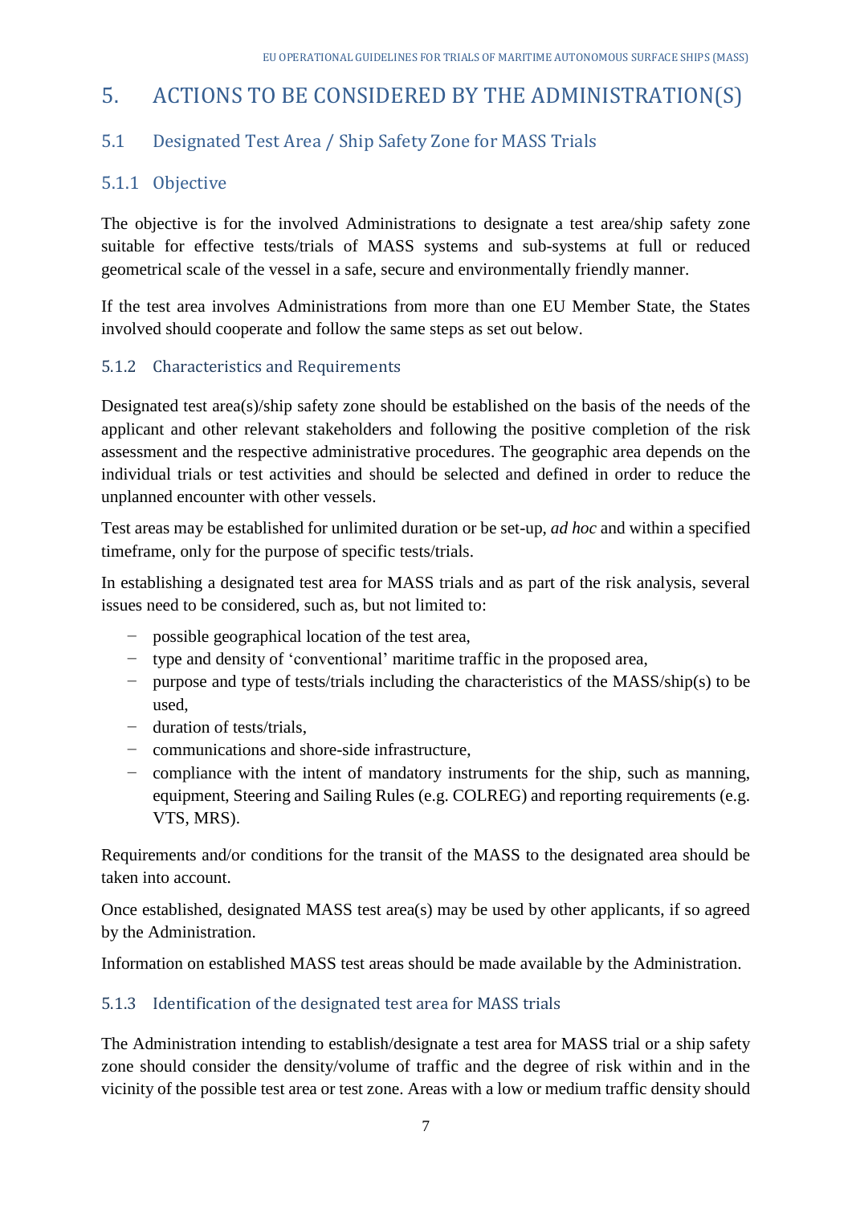# 5. ACTIONS TO BE CONSIDERED BY THE ADMINISTRATION(S)

## 5.1 Designated Test Area / Ship Safety Zone for MASS Trials

### 5.1.1 Objective

The objective is for the involved Administrations to designate a test area/ship safety zone suitable for effective tests/trials of MASS systems and sub-systems at full or reduced geometrical scale of the vessel in a safe, secure and environmentally friendly manner.

If the test area involves Administrations from more than one EU Member State, the States involved should cooperate and follow the same steps as set out below.

### 5.1.2 Characteristics and Requirements

Designated test area(s)/ship safety zone should be established on the basis of the needs of the applicant and other relevant stakeholders and following the positive completion of the risk assessment and the respective administrative procedures. The geographic area depends on the individual trials or test activities and should be selected and defined in order to reduce the unplanned encounter with other vessels.

Test areas may be established for unlimited duration or be set-up, *ad hoc* and within a specified timeframe, only for the purpose of specific tests/trials.

In establishing a designated test area for MASS trials and as part of the risk analysis, several issues need to be considered, such as, but not limited to:

- possible geographical location of the test area,
- type and density of 'conventional' maritime traffic in the proposed area,
- purpose and type of tests/trials including the characteristics of the MASS/ship(s) to be used,
- duration of tests/trials,
- communications and shore-side infrastructure,
- compliance with the intent of mandatory instruments for the ship, such as manning, equipment, Steering and Sailing Rules (e.g. COLREG) and reporting requirements (e.g. VTS, MRS).

Requirements and/or conditions for the transit of the MASS to the designated area should be taken into account.

Once established, designated MASS test area(s) may be used by other applicants, if so agreed by the Administration.

Information on established MASS test areas should be made available by the Administration.

### 5.1.3 Identification of the designated test area for MASS trials

The Administration intending to establish/designate a test area for MASS trial or a ship safety zone should consider the density/volume of traffic and the degree of risk within and in the vicinity of the possible test area or test zone. Areas with a low or medium traffic density should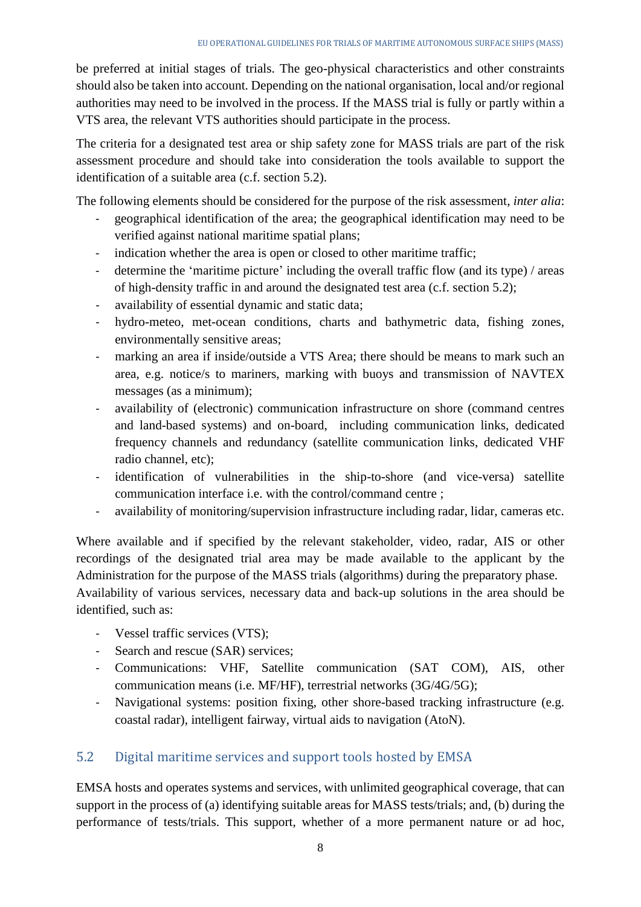be preferred at initial stages of trials. The geo-physical characteristics and other constraints should also be taken into account. Depending on the national organisation, local and/or regional authorities may need to be involved in the process. If the MASS trial is fully or partly within a VTS area, the relevant VTS authorities should participate in the process.

The criteria for a designated test area or ship safety zone for MASS trials are part of the risk assessment procedure and should take into consideration the tools available to support the identification of a suitable area (c.f. section 5.2).

The following elements should be considered for the purpose of the risk assessment, *inter alia*:

- geographical identification of the area; the geographical identification may need to be verified against national maritime spatial plans;
- indication whether the area is open or closed to other maritime traffic;
- determine the 'maritime picture' including the overall traffic flow (and its type) / areas of high-density traffic in and around the designated test area (c.f. section 5.2);
- availability of essential dynamic and static data;
- hydro-meteo, met-ocean conditions, charts and bathymetric data, fishing zones, environmentally sensitive areas;
- marking an area if inside/outside a VTS Area; there should be means to mark such an area, e.g. notice/s to mariners, marking with buoys and transmission of NAVTEX messages (as a minimum);
- availability of (electronic) communication infrastructure on shore (command centres and land-based systems) and on-board, including communication links, dedicated frequency channels and redundancy (satellite communication links, dedicated VHF radio channel, etc);
- identification of vulnerabilities in the ship-to-shore (and vice-versa) satellite communication interface i.e. with the control/command centre ;
- availability of monitoring/supervision infrastructure including radar, lidar, cameras etc.

Where available and if specified by the relevant stakeholder, video, radar, AIS or other recordings of the designated trial area may be made available to the applicant by the Administration for the purpose of the MASS trials (algorithms) during the preparatory phase.
Availability of various services, necessary data and back-up solutions in the area should be identified, such as:

- Vessel traffic services (VTS);
- Search and rescue (SAR) services;
- Communications: VHF, Satellite communication (SAT COM), AIS, other communication means (i.e. MF/HF), terrestrial networks (3G/4G/5G);
- Navigational systems: position fixing, other shore-based tracking infrastructure (e.g. coastal radar), intelligent fairway, virtual aids to navigation (AtoN).

## 5.2 Digital maritime services and support tools hosted by EMSA

EMSA hosts and operates systems and services, with unlimited geographical coverage, that can support in the process of (a) identifying suitable areas for MASS tests/trials; and, (b) during the performance of tests/trials. This support, whether of a more permanent nature or ad hoc,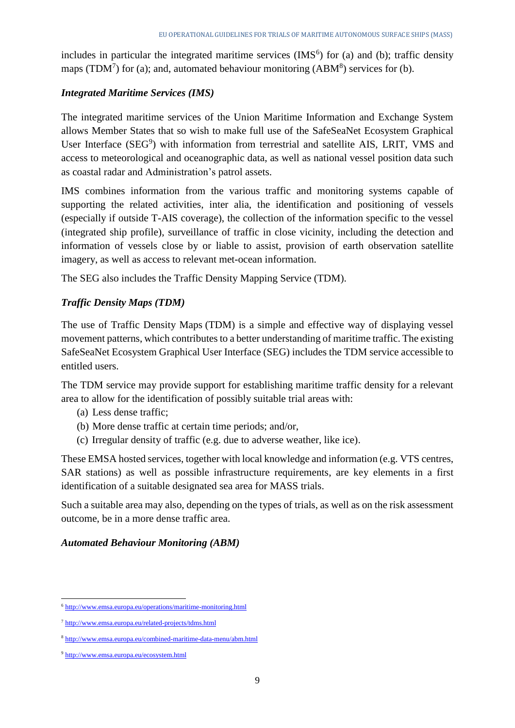includes in particular the integrated maritime services (IMS[6]) for (a) and (b); traffic density maps (TDM[7]) for (a); and, automated behaviour monitoring (ABM[8]) services for (b).

***Integrated Maritime Services (IMS)***

The integrated maritime services of the Union Maritime Information and Exchange System allows Member States that so wish to make full use of the SafeSeaNet Ecosystem Graphical User Interface (SEG[9]) with information from terrestrial and satellite AIS, LRIT, VMS and access to meteorological and oceanographic data, as well as national vessel position data such as coastal radar and Administration's patrol assets.

IMS combines information from the various traffic and monitoring systems capable of supporting the related activities, inter alia, the identification and positioning of vessels (especially if outside T-AIS coverage), the collection of the information specific to the vessel (integrated ship profile), surveillance of traffic in close vicinity, including the detection and information of vessels close by or liable to assist, provision of earth observation satellite imagery, as well as access to relevant met-ocean information.

The SEG also includes the Traffic Density Mapping Service (TDM).

***Traffic Density Maps (TDM)***

The use of Traffic Density Maps (TDM) is a simple and effective way of displaying vessel movement patterns, which contributes to a better understanding of maritime traffic. The existing SafeSeaNet Ecosystem Graphical User Interface (SEG) includes the TDM service accessible to entitled users.

The TDM service may provide support for establishing maritime traffic density for a relevant area to allow for the identification of possibly suitable trial areas with:

(a) Less dense traffic;
(b) More dense traffic at certain time periods; and/or,
(c) Irregular density of traffic (e.g. due to adverse weather, like ice).

These EMSA hosted services, together with local knowledge and information (e.g. VTS centres, SAR stations) as well as possible infrastructure requirements, are key elements in a first identification of a suitable designated sea area for MASS trials.

Such a suitable area may also, depending on the types of trials, as well as on the risk assessment outcome, be in a more dense traffic area.

***Automated Behaviour Monitoring (ABM)***

---

[6] http://www.emsa.europa.eu/operations/maritime-monitoring.html

[7] http://www.emsa.europa.eu/related-projects/tdms.html

[8] http://www.emsa.europa.eu/combined-maritime-data-menu/abm.html

[9] http://www.emsa.europa.eu/ecosystem.html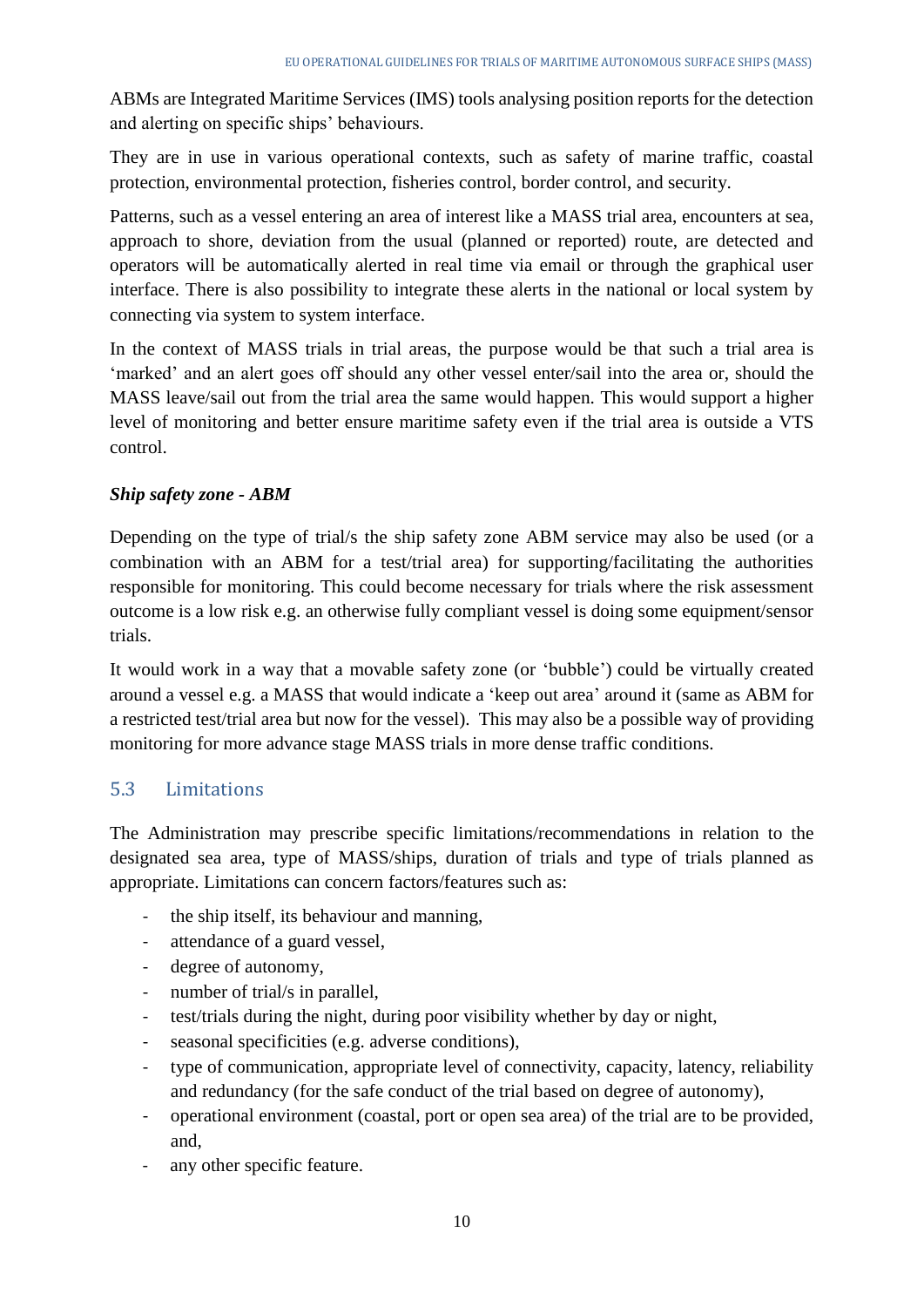ABMs are Integrated Maritime Services (IMS) tools analysing position reports for the detection and alerting on specific ships' behaviours.

They are in use in various operational contexts, such as safety of marine traffic, coastal protection, environmental protection, fisheries control, border control, and security.

Patterns, such as a vessel entering an area of interest like a MASS trial area, encounters at sea, approach to shore, deviation from the usual (planned or reported) route, are detected and operators will be automatically alerted in real time via email or through the graphical user interface. There is also possibility to integrate these alerts in the national or local system by connecting via system to system interface.

In the context of MASS trials in trial areas, the purpose would be that such a trial area is 'marked' and an alert goes off should any other vessel enter/sail into the area or, should the MASS leave/sail out from the trial area the same would happen. This would support a higher level of monitoring and better ensure maritime safety even if the trial area is outside a VTS control.

***Ship safety zone - ABM***

Depending on the type of trial/s the ship safety zone ABM service may also be used (or a combination with an ABM for a test/trial area) for supporting/facilitating the authorities responsible for monitoring. This could become necessary for trials where the risk assessment outcome is a low risk e.g. an otherwise fully compliant vessel is doing some equipment/sensor trials.

It would work in a way that a movable safety zone (or 'bubble') could be virtually created around a vessel e.g. a MASS that would indicate a 'keep out area' around it (same as ABM for a restricted test/trial area but now for the vessel). This may also be a possible way of providing monitoring for more advance stage MASS trials in more dense traffic conditions.

## 5.3 Limitations

The Administration may prescribe specific limitations/recommendations in relation to the designated sea area, type of MASS/ships, duration of trials and type of trials planned as appropriate. Limitations can concern factors/features such as:

- the ship itself, its behaviour and manning,
- attendance of a guard vessel,
- degree of autonomy,
- number of trial/s in parallel,
- test/trials during the night, during poor visibility whether by day or night,
- seasonal specificities (e.g. adverse conditions),
- type of communication, appropriate level of connectivity, capacity, latency, reliability and redundancy (for the safe conduct of the trial based on degree of autonomy),
- operational environment (coastal, port or open sea area) of the trial are to be provided, and,
- any other specific feature.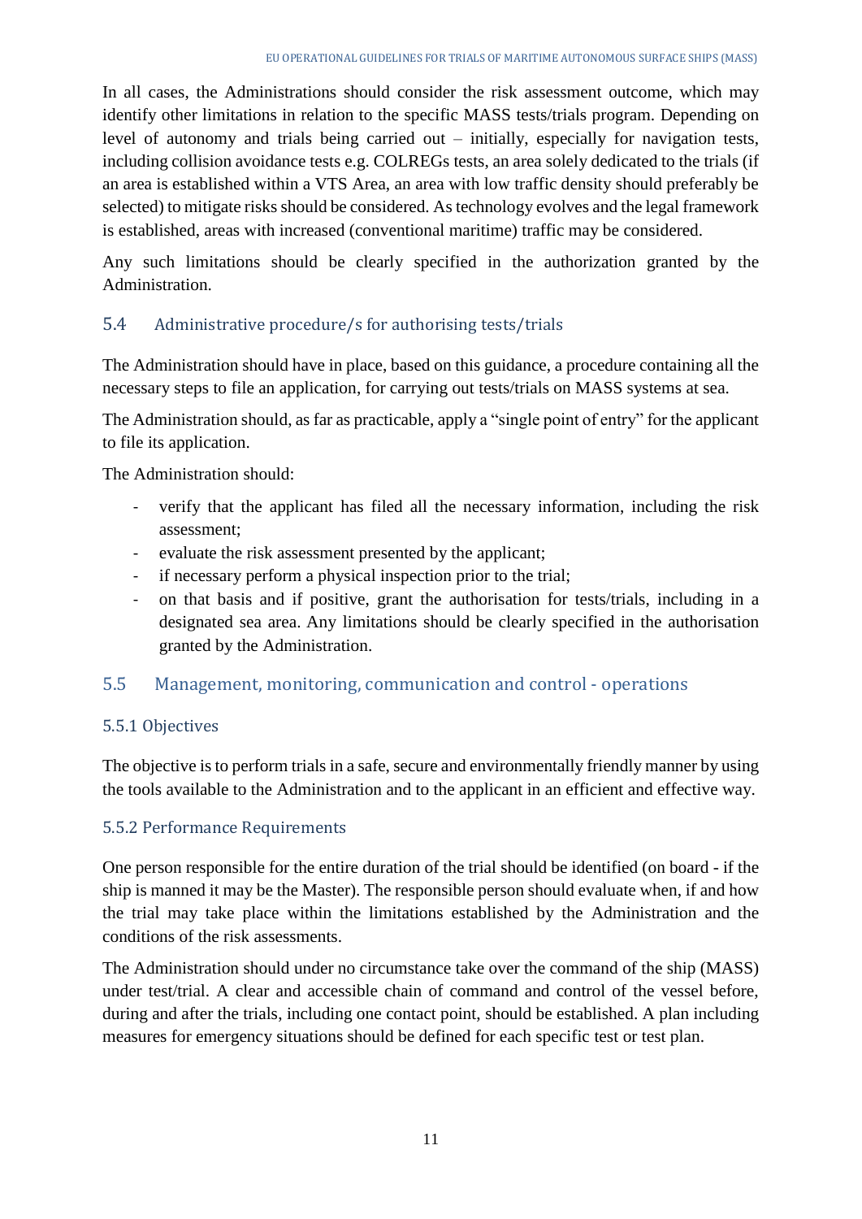In all cases, the Administrations should consider the risk assessment outcome, which may identify other limitations in relation to the specific MASS tests/trials program. Depending on level of autonomy and trials being carried out – initially, especially for navigation tests, including collision avoidance tests e.g. COLREGs tests, an area solely dedicated to the trials (if an area is established within a VTS Area, an area with low traffic density should preferably be selected) to mitigate risks should be considered. As technology evolves and the legal framework is established, areas with increased (conventional maritime) traffic may be considered.

Any such limitations should be clearly specified in the authorization granted by the Administration.

## 5.4 Administrative procedure/s for authorising tests/trials

The Administration should have in place, based on this guidance, a procedure containing all the necessary steps to file an application, for carrying out tests/trials on MASS systems at sea.

The Administration should, as far as practicable, apply a "single point of entry" for the applicant to file its application.

The Administration should:

- verify that the applicant has filed all the necessary information, including the risk assessment;
- evaluate the risk assessment presented by the applicant;
- if necessary perform a physical inspection prior to the trial;
- on that basis and if positive, grant the authorisation for tests/trials, including in a designated sea area. Any limitations should be clearly specified in the authorisation granted by the Administration.

## 5.5 Management, monitoring, communication and control - operations

### 5.5.1 Objectives

The objective is to perform trials in a safe, secure and environmentally friendly manner by using the tools available to the Administration and to the applicant in an efficient and effective way.

### 5.5.2 Performance Requirements

One person responsible for the entire duration of the trial should be identified (on board - if the ship is manned it may be the Master). The responsible person should evaluate when, if and how the trial may take place within the limitations established by the Administration and the conditions of the risk assessments.

The Administration should under no circumstance take over the command of the ship (MASS) under test/trial. A clear and accessible chain of command and control of the vessel before, during and after the trials, including one contact point, should be established. A plan including measures for emergency situations should be defined for each specific test or test plan.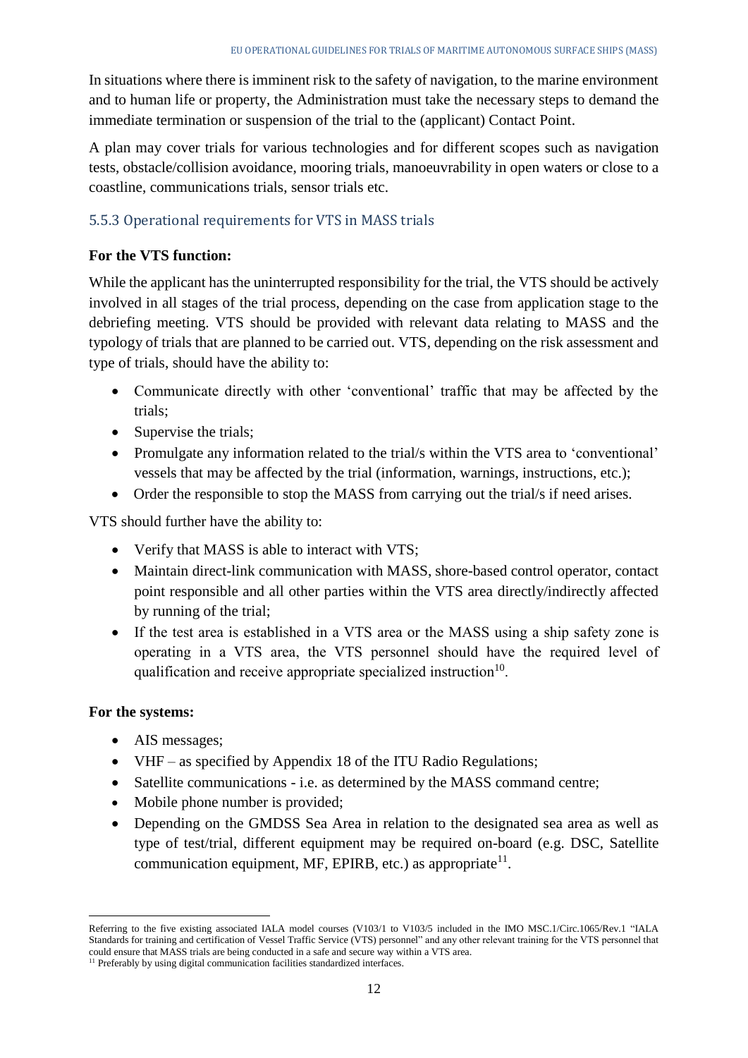In situations where there is imminent risk to the safety of navigation, to the marine environment and to human life or property, the Administration must take the necessary steps to demand the immediate termination or suspension of the trial to the (applicant) Contact Point.

A plan may cover trials for various technologies and for different scopes such as navigation tests, obstacle/collision avoidance, mooring trials, manoeuvrability in open waters or close to a coastline, communications trials, sensor trials etc.

### 5.5.3 Operational requirements for VTS in MASS trials

**For the VTS function:**

While the applicant has the uninterrupted responsibility for the trial, the VTS should be actively involved in all stages of the trial process, depending on the case from application stage to the debriefing meeting. VTS should be provided with relevant data relating to MASS and the typology of trials that are planned to be carried out. VTS, depending on the risk assessment and type of trials, should have the ability to:

- Communicate directly with other 'conventional' traffic that may be affected by the trials;
- Supervise the trials;
- Promulgate any information related to the trial/s within the VTS area to 'conventional' vessels that may be affected by the trial (information, warnings, instructions, etc.);
- Order the responsible to stop the MASS from carrying out the trial/s if need arises.

VTS should further have the ability to:

- Verify that MASS is able to interact with VTS;
- Maintain direct-link communication with MASS, shore-based control operator, contact point responsible and all other parties within the VTS area directly/indirectly affected by running of the trial;
- If the test area is established in a VTS area or the MASS using a ship safety zone is operating in a VTS area, the VTS personnel should have the required level of qualification and receive appropriate specialized instruction[10].

**For the systems:**

- AIS messages;
- VHF – as specified by Appendix 18 of the ITU Radio Regulations;
- Satellite communications - i.e. as determined by the MASS command centre;
- Mobile phone number is provided;
- Depending on the GMDSS Sea Area in relation to the designated sea area as well as type of test/trial, different equipment may be required on-board (e.g. DSC, Satellite communication equipment, MF, EPIRB, etc.) as appropriate[11].

---

Referring to the five existing associated IALA model courses (V103/1 to V103/5 included in the IMO MSC.1/Circ.1065/Rev.1 "IALA Standards for training and certification of Vessel Traffic Service (VTS) personnel" and any other relevant training for the VTS personnel that could ensure that MASS trials are being conducted in a safe and secure way within a VTS area.

[11] Preferably by using digital communication facilities standardized interfaces.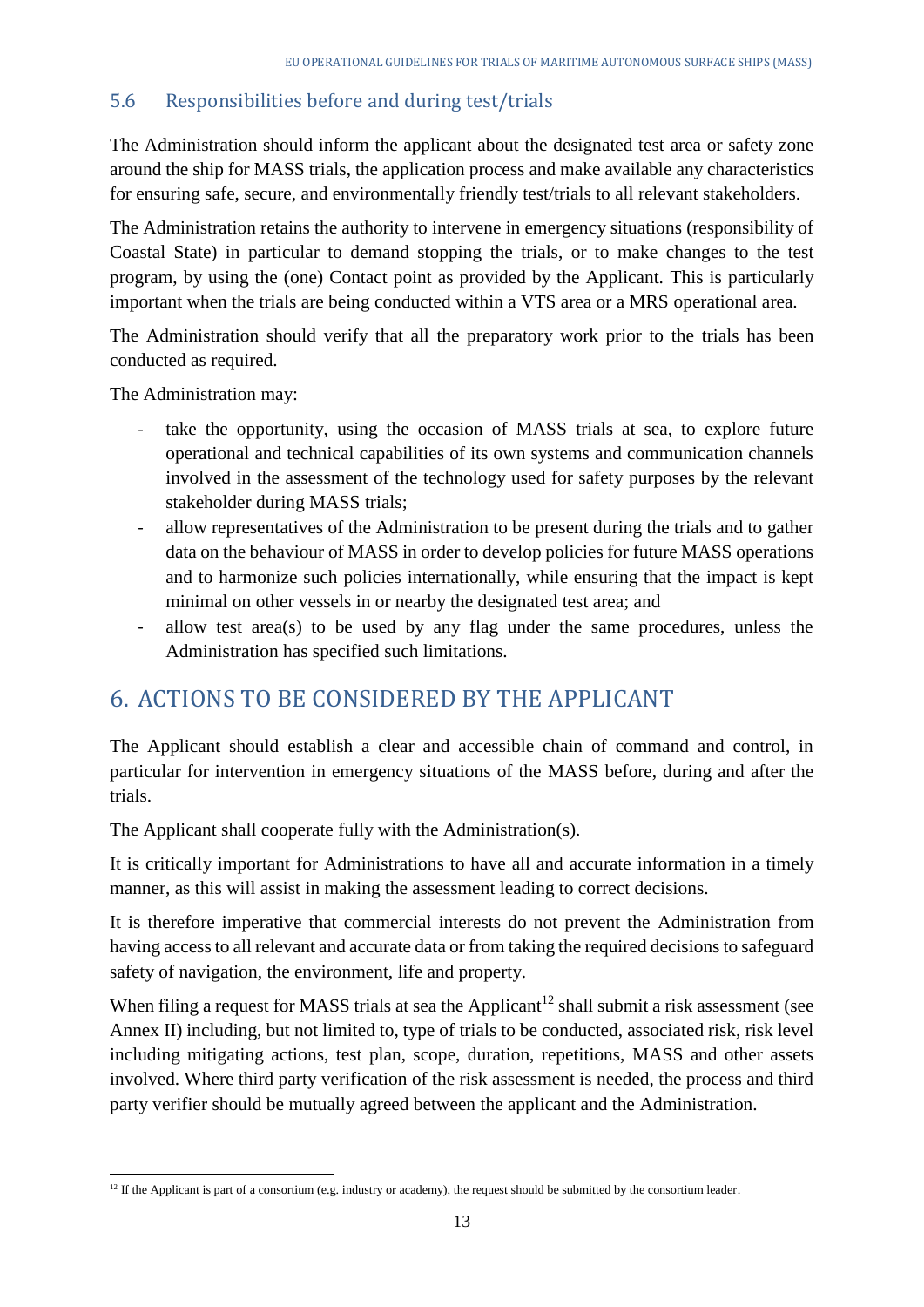### 5.6 Responsibilities before and during test/trials

The Administration should inform the applicant about the designated test area or safety zone around the ship for MASS trials, the application process and make available any characteristics for ensuring safe, secure, and environmentally friendly test/trials to all relevant stakeholders.

The Administration retains the authority to intervene in emergency situations (responsibility of Coastal State) in particular to demand stopping the trials, or to make changes to the test program, by using the (one) Contact point as provided by the Applicant. This is particularly important when the trials are being conducted within a VTS area or a MRS operational area.

The Administration should verify that all the preparatory work prior to the trials has been conducted as required.

The Administration may:

- take the opportunity, using the occasion of MASS trials at sea, to explore future operational and technical capabilities of its own systems and communication channels involved in the assessment of the technology used for safety purposes by the relevant stakeholder during MASS trials;
- allow representatives of the Administration to be present during the trials and to gather data on the behaviour of MASS in order to develop policies for future MASS operations and to harmonize such policies internationally, while ensuring that the impact is kept minimal on other vessels in or nearby the designated test area; and
- allow test area(s) to be used by any flag under the same procedures, unless the Administration has specified such limitations.

## 6. ACTIONS TO BE CONSIDERED BY THE APPLICANT

The Applicant should establish a clear and accessible chain of command and control, in particular for intervention in emergency situations of the MASS before, during and after the trials.

The Applicant shall cooperate fully with the Administration(s).

It is critically important for Administrations to have all and accurate information in a timely manner, as this will assist in making the assessment leading to correct decisions.

It is therefore imperative that commercial interests do not prevent the Administration from having access to all relevant and accurate data or from taking the required decisions to safeguard safety of navigation, the environment, life and property.

When filing a request for MASS trials at sea the Applicant[12] shall submit a risk assessment (see Annex II) including, but not limited to, type of trials to be conducted, associated risk, risk level including mitigating actions, test plan, scope, duration, repetitions, MASS and other assets involved. Where third party verification of the risk assessment is needed, the process and third party verifier should be mutually agreed between the applicant and the Administration.

[12] If the Applicant is part of a consortium (e.g. industry or academy), the request should be submitted by the consortium leader.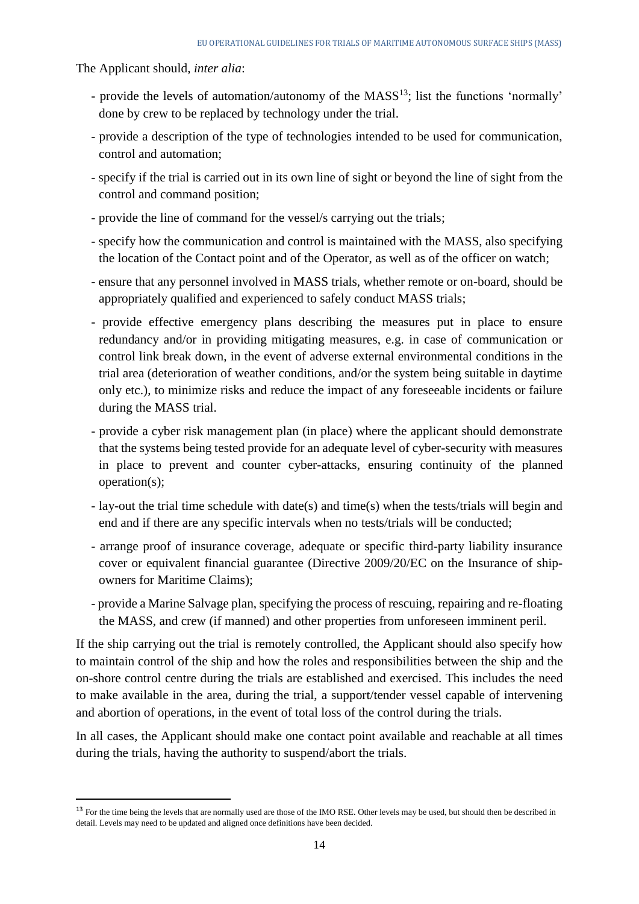The Applicant should, *inter alia*:

- provide the levels of automation/autonomy of the MASS[13]; list the functions 'normally' done by crew to be replaced by technology under the trial.
- provide a description of the type of technologies intended to be used for communication, control and automation;
- specify if the trial is carried out in its own line of sight or beyond the line of sight from the control and command position;
- provide the line of command for the vessel/s carrying out the trials;
- specify how the communication and control is maintained with the MASS, also specifying the location of the Contact point and of the Operator, as well as of the officer on watch;
- ensure that any personnel involved in MASS trials, whether remote or on-board, should be appropriately qualified and experienced to safely conduct MASS trials;
- provide effective emergency plans describing the measures put in place to ensure redundancy and/or in providing mitigating measures, e.g. in case of communication or control link break down, in the event of adverse external environmental conditions in the trial area (deterioration of weather conditions, and/or the system being suitable in daytime only etc.), to minimize risks and reduce the impact of any foreseeable incidents or failure during the MASS trial.
- provide a cyber risk management plan (in place) where the applicant should demonstrate that the systems being tested provide for an adequate level of cyber-security with measures in place to prevent and counter cyber-attacks, ensuring continuity of the planned operation(s);
- lay-out the trial time schedule with date(s) and time(s) when the tests/trials will begin and end and if there are any specific intervals when no tests/trials will be conducted;
- arrange proof of insurance coverage, adequate or specific third-party liability insurance cover or equivalent financial guarantee (Directive 2009/20/EC on the Insurance of ship-owners for Maritime Claims);
- provide a Marine Salvage plan, specifying the process of rescuing, repairing and re-floating the MASS, and crew (if manned) and other properties from unforeseen imminent peril.

If the ship carrying out the trial is remotely controlled, the Applicant should also specify how to maintain control of the ship and how the roles and responsibilities between the ship and the on-shore control centre during the trials are established and exercised. This includes the need to make available in the area, during the trial, a support/tender vessel capable of intervening and abortion of operations, in the event of total loss of the control during the trials.

In all cases, the Applicant should make one contact point available and reachable at all times during the trials, having the authority to suspend/abort the trials.

[13] For the time being the levels that are normally used are those of the IMO RSE. Other levels may be used, but should then be described in detail. Levels may need to be updated and aligned once definitions have been decided.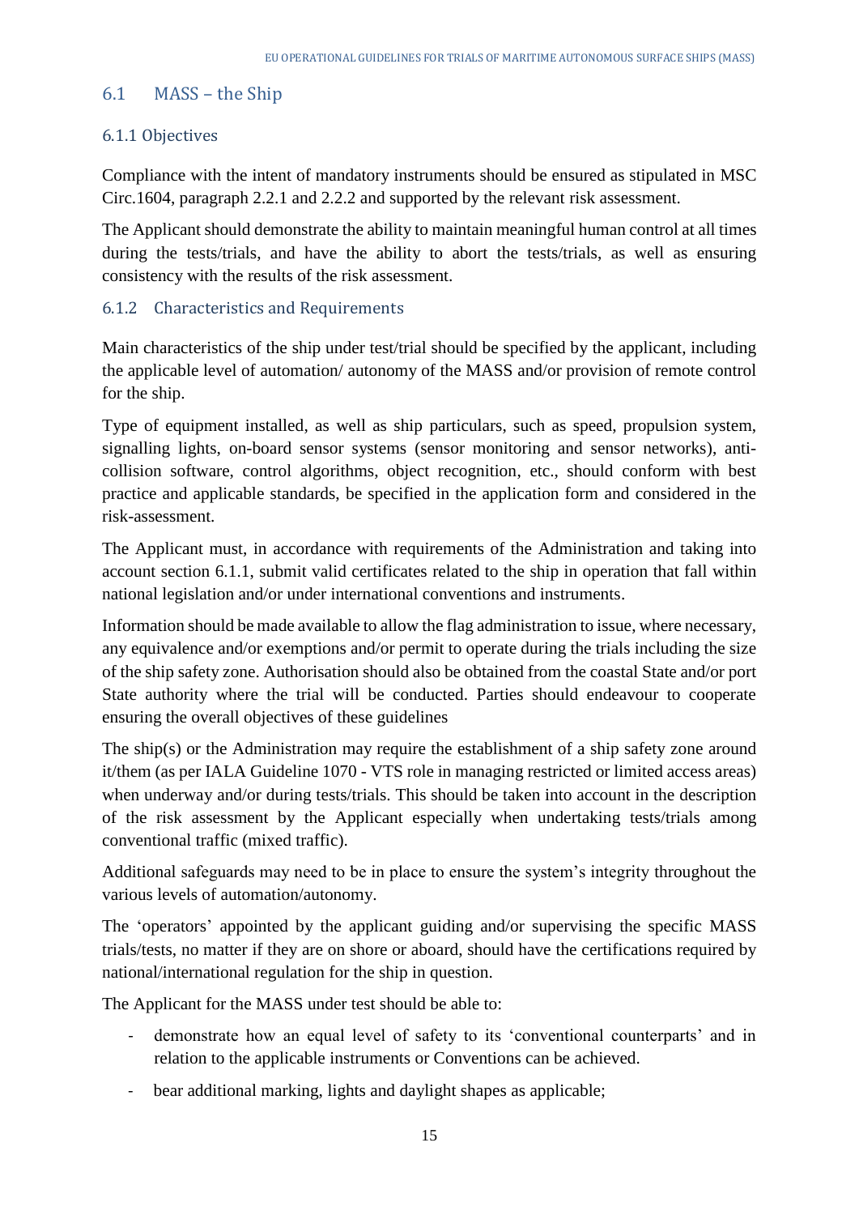## 6.1 MASS – the Ship

### 6.1.1 Objectives

Compliance with the intent of mandatory instruments should be ensured as stipulated in MSC Circ.1604, paragraph 2.2.1 and 2.2.2 and supported by the relevant risk assessment.

The Applicant should demonstrate the ability to maintain meaningful human control at all times during the tests/trials, and have the ability to abort the tests/trials, as well as ensuring consistency with the results of the risk assessment.

### 6.1.2 Characteristics and Requirements

Main characteristics of the ship under test/trial should be specified by the applicant, including the applicable level of automation/ autonomy of the MASS and/or provision of remote control for the ship.

Type of equipment installed, as well as ship particulars, such as speed, propulsion system, signalling lights, on-board sensor systems (sensor monitoring and sensor networks), anti-collision software, control algorithms, object recognition, etc., should conform with best practice and applicable standards, be specified in the application form and considered in the risk-assessment.

The Applicant must, in accordance with requirements of the Administration and taking into account section 6.1.1, submit valid certificates related to the ship in operation that fall within national legislation and/or under international conventions and instruments.

Information should be made available to allow the flag administration to issue, where necessary, any equivalence and/or exemptions and/or permit to operate during the trials including the size of the ship safety zone. Authorisation should also be obtained from the coastal State and/or port State authority where the trial will be conducted. Parties should endeavour to cooperate ensuring the overall objectives of these guidelines

The ship(s) or the Administration may require the establishment of a ship safety zone around it/them (as per IALA Guideline 1070 - VTS role in managing restricted or limited access areas) when underway and/or during tests/trials. This should be taken into account in the description of the risk assessment by the Applicant especially when undertaking tests/trials among conventional traffic (mixed traffic).

Additional safeguards may need to be in place to ensure the system's integrity throughout the various levels of automation/autonomy.

The 'operators' appointed by the applicant guiding and/or supervising the specific MASS trials/tests, no matter if they are on shore or aboard, should have the certifications required by national/international regulation for the ship in question.

The Applicant for the MASS under test should be able to:

- demonstrate how an equal level of safety to its 'conventional counterparts' and in relation to the applicable instruments or Conventions can be achieved.
- bear additional marking, lights and daylight shapes as applicable;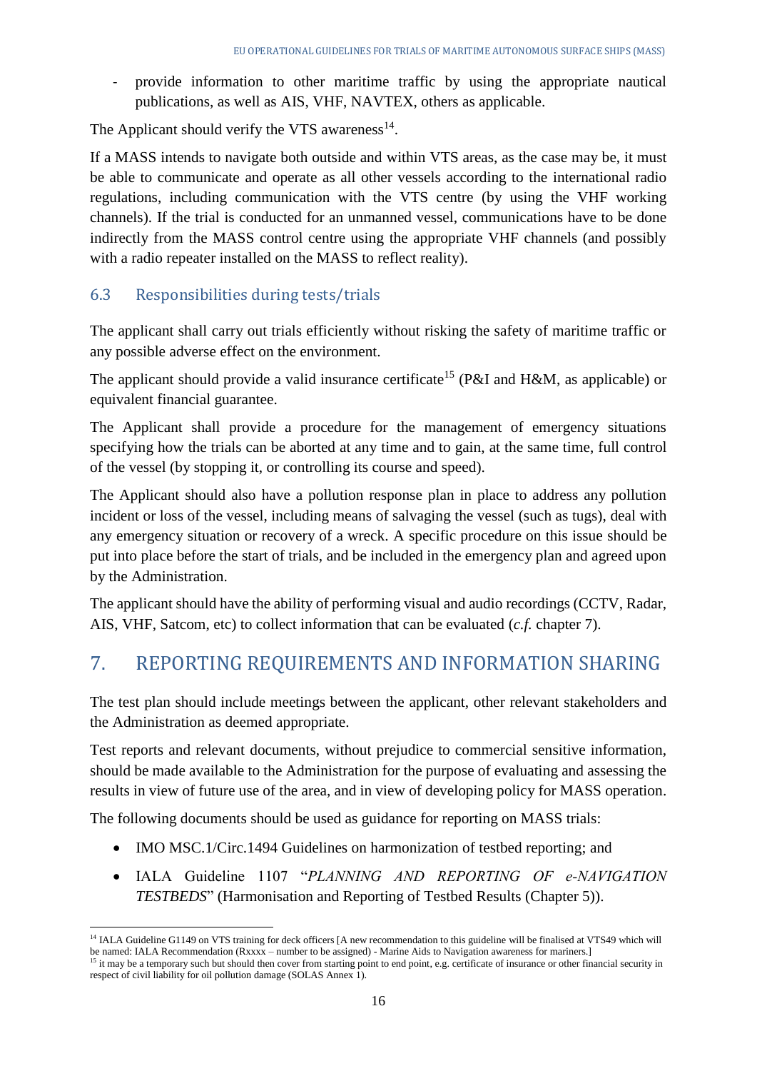- provide information to other maritime traffic by using the appropriate nautical publications, as well as AIS, VHF, NAVTEX, others as applicable.

The Applicant should verify the VTS awareness[14].

If a MASS intends to navigate both outside and within VTS areas, as the case may be, it must be able to communicate and operate as all other vessels according to the international radio regulations, including communication with the VTS centre (by using the VHF working channels). If the trial is conducted for an unmanned vessel, communications have to be done indirectly from the MASS control centre using the appropriate VHF channels (and possibly with a radio repeater installed on the MASS to reflect reality).

## 6.3 Responsibilities during tests/trials

The applicant shall carry out trials efficiently without risking the safety of maritime traffic or any possible adverse effect on the environment.

The applicant should provide a valid insurance certificate[15] (P&I and H&M, as applicable) or equivalent financial guarantee.

The Applicant shall provide a procedure for the management of emergency situations specifying how the trials can be aborted at any time and to gain, at the same time, full control of the vessel (by stopping it, or controlling its course and speed).

The Applicant should also have a pollution response plan in place to address any pollution incident or loss of the vessel, including means of salvaging the vessel (such as tugs), deal with any emergency situation or recovery of a wreck. A specific procedure on this issue should be put into place before the start of trials, and be included in the emergency plan and agreed upon by the Administration.

The applicant should have the ability of performing visual and audio recordings (CCTV, Radar, AIS, VHF, Satcom, etc) to collect information that can be evaluated (*c.f.* chapter 7).

# 7. REPORTING REQUIREMENTS AND INFORMATION SHARING

The test plan should include meetings between the applicant, other relevant stakeholders and the Administration as deemed appropriate.

Test reports and relevant documents, without prejudice to commercial sensitive information, should be made available to the Administration for the purpose of evaluating and assessing the results in view of future use of the area, and in view of developing policy for MASS operation.

The following documents should be used as guidance for reporting on MASS trials:

- IMO MSC.1/Circ.1494 Guidelines on harmonization of testbed reporting; and
- IALA Guideline 1107 "*PLANNING AND REPORTING OF e-NAVIGATION TESTBEDS*" (Harmonisation and Reporting of Testbed Results (Chapter 5)).

---

[14] IALA Guideline G1149 on VTS training for deck officers [A new recommendation to this guideline will be finalised at VTS49 which will be named: IALA Recommendation (Rxxxx – number to be assigned) - Marine Aids to Navigation awareness for mariners.]

[15] it may be a temporary such but should then cover from starting point to end point, e.g. certificate of insurance or other financial security in respect of civil liability for oil pollution damage (SOLAS Annex 1).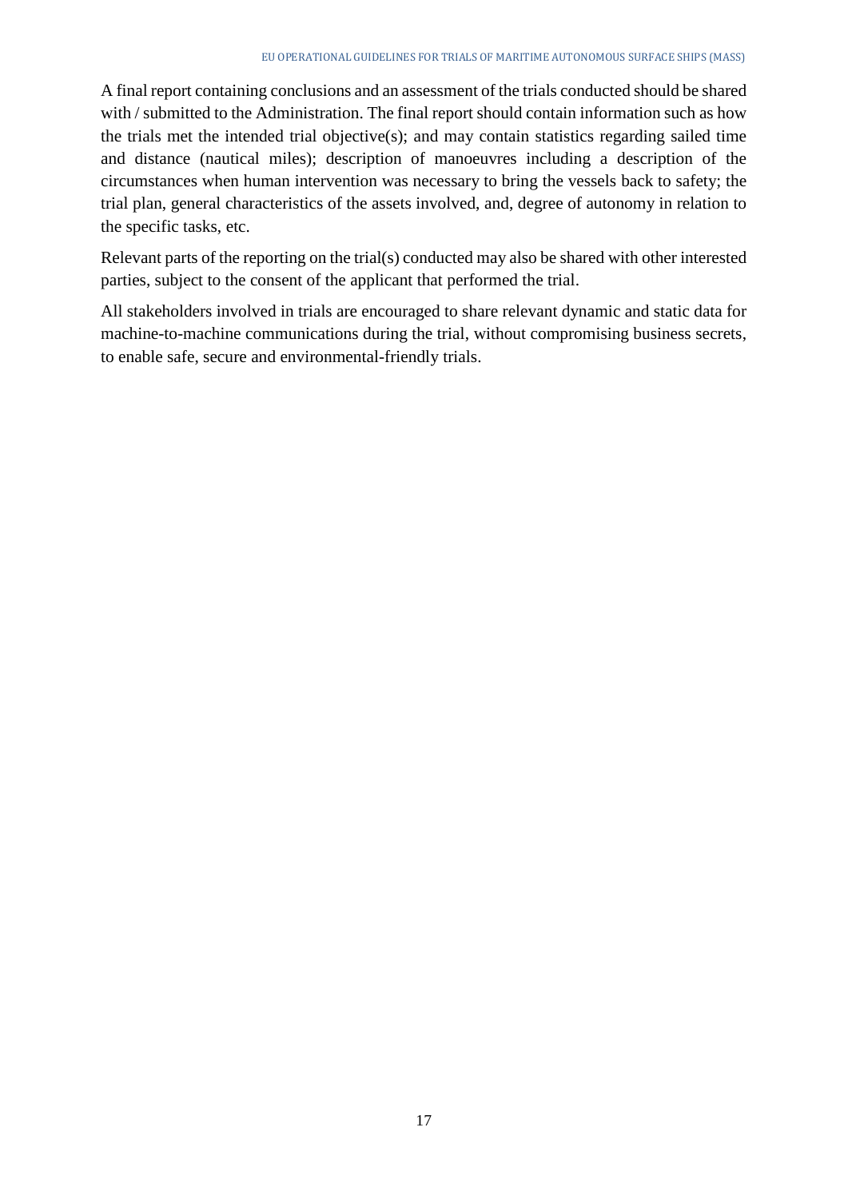A final report containing conclusions and an assessment of the trials conducted should be shared with / submitted to the Administration. The final report should contain information such as how the trials met the intended trial objective(s); and may contain statistics regarding sailed time and distance (nautical miles); description of manoeuvres including a description of the circumstances when human intervention was necessary to bring the vessels back to safety; the trial plan, general characteristics of the assets involved, and, degree of autonomy in relation to the specific tasks, etc.

Relevant parts of the reporting on the trial(s) conducted may also be shared with other interested parties, subject to the consent of the applicant that performed the trial.

All stakeholders involved in trials are encouraged to share relevant dynamic and static data for machine-to-machine communications during the trial, without compromising business secrets, to enable safe, secure and environmental-friendly trials.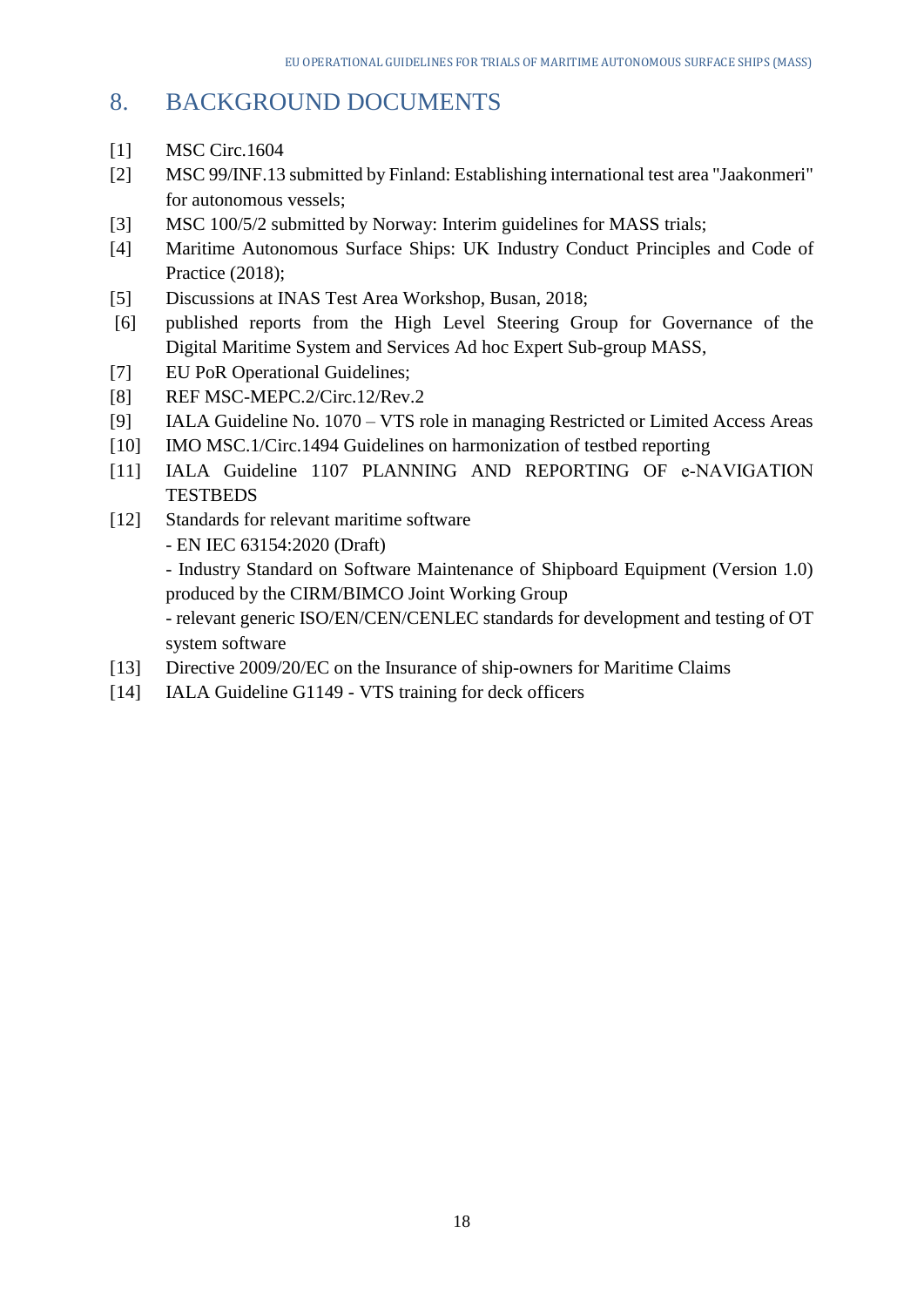# 8. BACKGROUND DOCUMENTS

[1] MSC Circ.1604

[2] MSC 99/INF.13 submitted by Finland: Establishing international test area "Jaakonmeri" for autonomous vessels;

[3] MSC 100/5/2 submitted by Norway: Interim guidelines for MASS trials;

[4] Maritime Autonomous Surface Ships: UK Industry Conduct Principles and Code of Practice (2018);

[5] Discussions at INAS Test Area Workshop, Busan, 2018;

[6] published reports from the High Level Steering Group for Governance of the Digital Maritime System and Services Ad hoc Expert Sub-group MASS,

[7] EU PoR Operational Guidelines;

[8] REF MSC-MEPC.2/Circ.12/Rev.2

[9] IALA Guideline No. 1070 – VTS role in managing Restricted or Limited Access Areas

[10] IMO MSC.1/Circ.1494 Guidelines on harmonization of testbed reporting

[11] IALA Guideline 1107 PLANNING AND REPORTING OF e-NAVIGATION TESTBEDS

[12] Standards for relevant maritime software
- EN IEC 63154:2020 (Draft)
- Industry Standard on Software Maintenance of Shipboard Equipment (Version 1.0) produced by the CIRM/BIMCO Joint Working Group
- relevant generic ISO/EN/CEN/CENLEC standards for development and testing of OT system software

[13] Directive 2009/20/EC on the Insurance of ship-owners for Maritime Claims

[14] IALA Guideline G1149 - VTS training for deck officers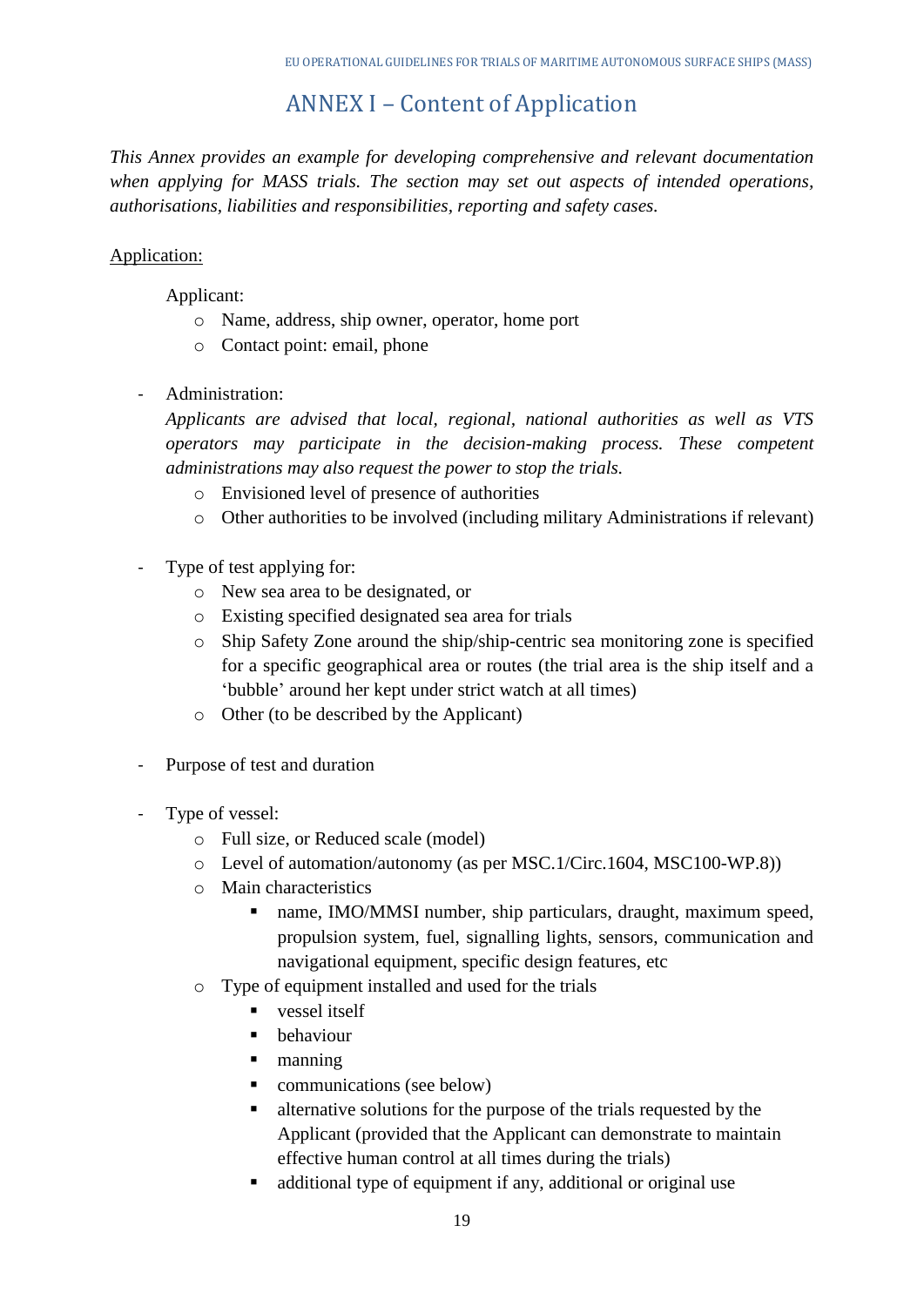# ANNEX I – Content of Application

*This Annex provides an example for developing comprehensive and relevant documentation when applying for MASS trials. The section may set out aspects of intended operations, authorisations, liabilities and responsibilities, reporting and safety cases.*

<u>Application:</u>

Applicant:

- Name, address, ship owner, operator, home port
- Contact point: email, phone

- Administration:
  *Applicants are advised that local, regional, national authorities as well as VTS operators may participate in the decision-making process. These competent administrations may also request the power to stop the trials.*
  - Envisioned level of presence of authorities
  - Other authorities to be involved (including military Administrations if relevant)

- Type of test applying for:
  - New sea area to be designated, or
  - Existing specified designated sea area for trials
  - Ship Safety Zone around the ship/ship-centric sea monitoring zone is specified for a specific geographical area or routes (the trial area is the ship itself and a 'bubble' around her kept under strict watch at all times)
  - Other (to be described by the Applicant)

- Purpose of test and duration

- Type of vessel:
  - Full size, or Reduced scale (model)
  - Level of automation/autonomy (as per MSC.1/Circ.1604, MSC100-WP.8))
  - Main characteristics
    - name, IMO/MMSI number, ship particulars, draught, maximum speed, propulsion system, fuel, signalling lights, sensors, communication and navigational equipment, specific design features, etc
  - Type of equipment installed and used for the trials
    - vessel itself
    - behaviour
    - manning
    - communications (see below)
    - alternative solutions for the purpose of the trials requested by the Applicant (provided that the Applicant can demonstrate to maintain effective human control at all times during the trials)
    - additional type of equipment if any, additional or original use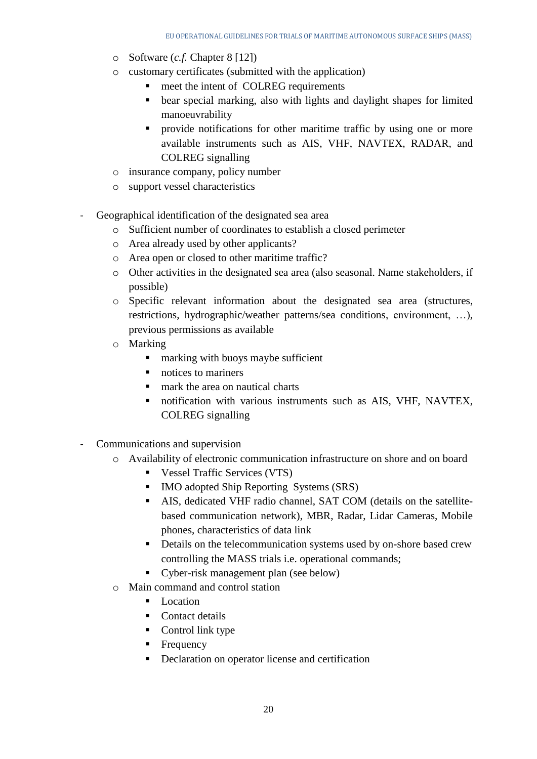- Software (*c.f.* Chapter 8 [12])
- customary certificates (submitted with the application)
  - meet the intent of COLREG requirements
  - bear special marking, also with lights and daylight shapes for limited manoeuvrability
  - provide notifications for other maritime traffic by using one or more available instruments such as AIS, VHF, NAVTEX, RADAR, and COLREG signalling
- insurance company, policy number
- support vessel characteristics

- Geographical identification of the designated sea area
  - Sufficient number of coordinates to establish a closed perimeter
  - Area already used by other applicants?
  - Area open or closed to other maritime traffic?
  - Other activities in the designated sea area (also seasonal. Name stakeholders, if possible)
  - Specific relevant information about the designated sea area (structures, restrictions, hydrographic/weather patterns/sea conditions, environment, …), previous permissions as available
  - Marking
    - marking with buoys maybe sufficient
    - notices to mariners
    - mark the area on nautical charts
    - notification with various instruments such as AIS, VHF, NAVTEX, COLREG signalling

- Communications and supervision
  - Availability of electronic communication infrastructure on shore and on board
    - Vessel Traffic Services (VTS)
    - IMO adopted Ship Reporting Systems (SRS)
    - AIS, dedicated VHF radio channel, SAT COM (details on the satellite-based communication network), MBR, Radar, Lidar Cameras, Mobile phones, characteristics of data link
    - Details on the telecommunication systems used by on-shore based crew controlling the MASS trials i.e. operational commands;
    - Cyber-risk management plan (see below)
  - Main command and control station
    - Location
    - Contact details
    - Control link type
    - Frequency
    - Declaration on operator license and certification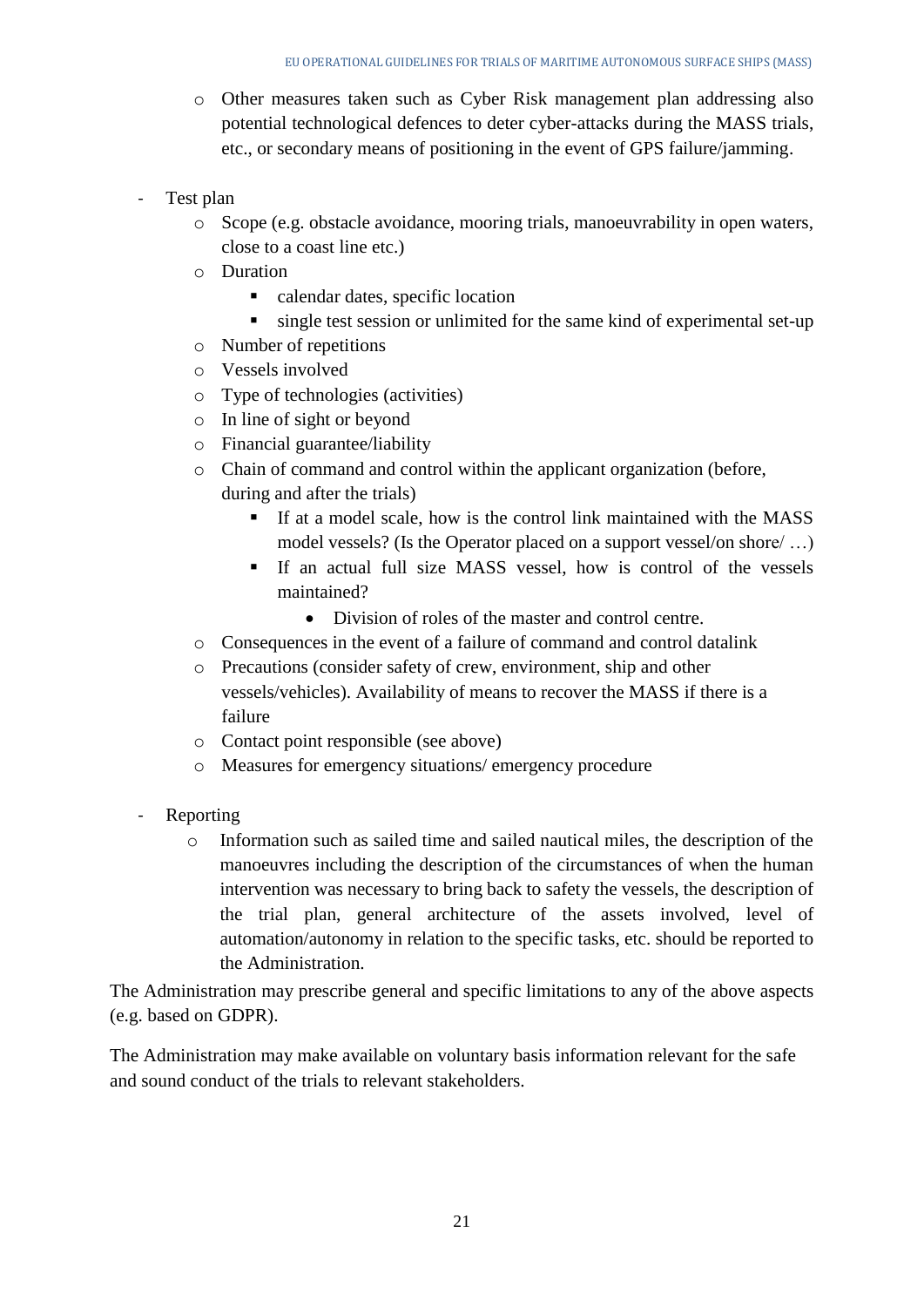- Other measures taken such as Cyber Risk management plan addressing also potential technological defences to deter cyber-attacks during the MASS trials, etc., or secondary means of positioning in the event of GPS failure/jamming.

- Test plan
    - Scope (e.g. obstacle avoidance, mooring trials, manoeuvrability in open waters, close to a coast line etc.)
    - Duration
        - calendar dates, specific location
        - single test session or unlimited for the same kind of experimental set-up
    - Number of repetitions
    - Vessels involved
    - Type of technologies (activities)
    - In line of sight or beyond
    - Financial guarantee/liability
    - Chain of command and control within the applicant organization (before, during and after the trials)
        - If at a model scale, how is the control link maintained with the MASS model vessels? (Is the Operator placed on a support vessel/on shore/ …)
        - If an actual full size MASS vessel, how is control of the vessels maintained?
            - Division of roles of the master and control centre.
    - Consequences in the event of a failure of command and control datalink
    - Precautions (consider safety of crew, environment, ship and other vessels/vehicles). Availability of means to recover the MASS if there is a failure
    - Contact point responsible (see above)
    - Measures for emergency situations/ emergency procedure

- Reporting
    - Information such as sailed time and sailed nautical miles, the description of the manoeuvres including the description of the circumstances of when the human intervention was necessary to bring back to safety the vessels, the description of the trial plan, general architecture of the assets involved, level of automation/autonomy in relation to the specific tasks, etc. should be reported to the Administration.

The Administration may prescribe general and specific limitations to any of the above aspects (e.g. based on GDPR).

The Administration may make available on voluntary basis information relevant for the safe and sound conduct of the trials to relevant stakeholders.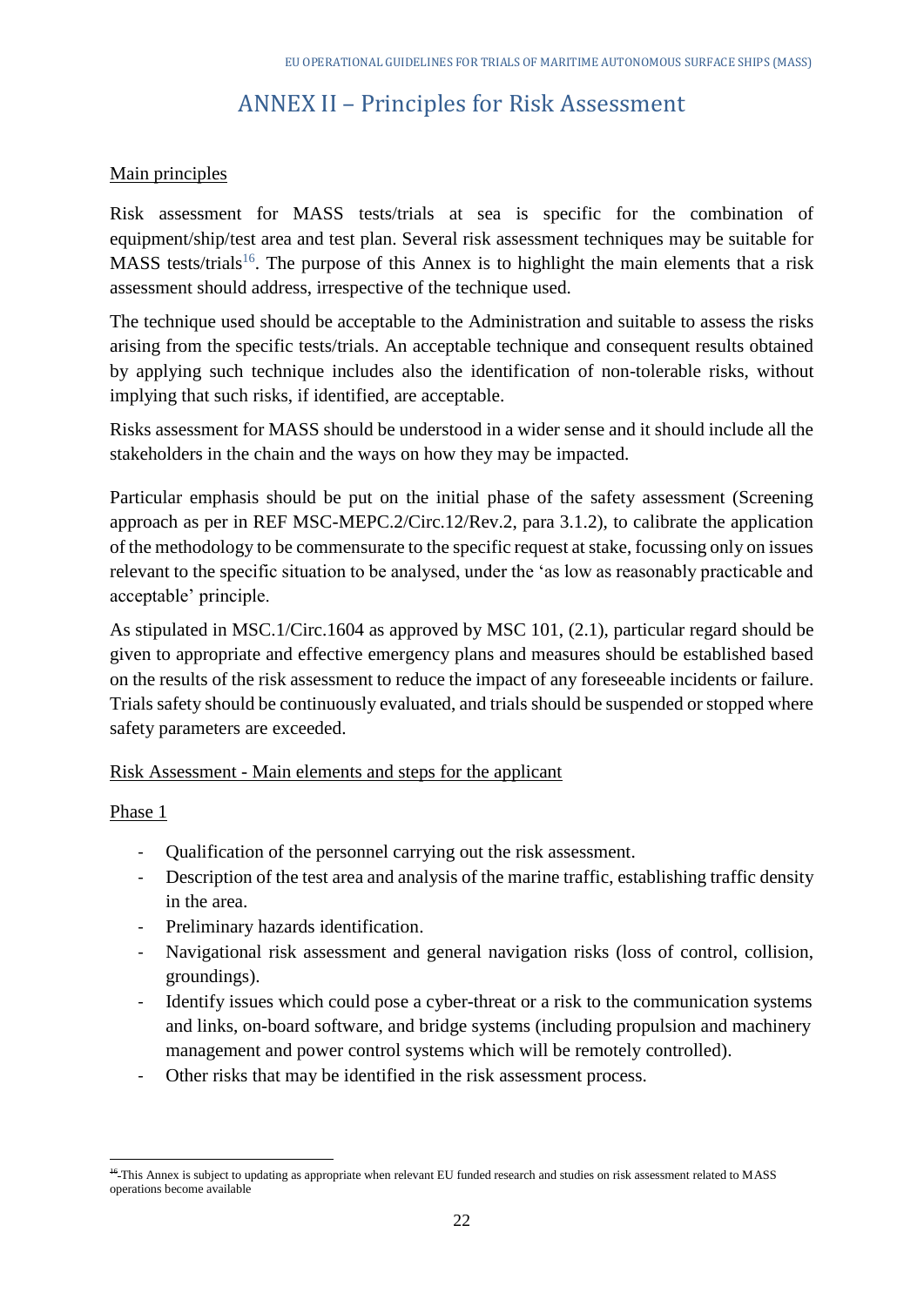# ANNEX II – Principles for Risk Assessment

Main principles

Risk assessment for MASS tests/trials at sea is specific for the combination of equipment/ship/test area and test plan. Several risk assessment techniques may be suitable for MASS tests/trials[16]. The purpose of this Annex is to highlight the main elements that a risk assessment should address, irrespective of the technique used.

The technique used should be acceptable to the Administration and suitable to assess the risks arising from the specific tests/trials. An acceptable technique and consequent results obtained by applying such technique includes also the identification of non-tolerable risks, without implying that such risks, if identified, are acceptable.

Risks assessment for MASS should be understood in a wider sense and it should include all the stakeholders in the chain and the ways on how they may be impacted.

Particular emphasis should be put on the initial phase of the safety assessment (Screening approach as per in REF MSC-MEPC.2/Circ.12/Rev.2, para 3.1.2), to calibrate the application of the methodology to be commensurate to the specific request at stake, focussing only on issues relevant to the specific situation to be analysed, under the 'as low as reasonably practicable and acceptable' principle.

As stipulated in MSC.1/Circ.1604 as approved by MSC 101, (2.1), particular regard should be given to appropriate and effective emergency plans and measures should be established based on the results of the risk assessment to reduce the impact of any foreseeable incidents or failure. Trials safety should be continuously evaluated, and trials should be suspended or stopped where safety parameters are exceeded.

Risk Assessment - Main elements and steps for the applicant

Phase 1

- Qualification of the personnel carrying out the risk assessment.
- Description of the test area and analysis of the marine traffic, establishing traffic density in the area.
- Preliminary hazards identification.
- Navigational risk assessment and general navigation risks (loss of control, collision, groundings).
- Identify issues which could pose a cyber-threat or a risk to the communication systems and links, on-board software, and bridge systems (including propulsion and machinery management and power control systems which will be remotely controlled).
- Other risks that may be identified in the risk assessment process.

[16] This Annex is subject to updating as appropriate when relevant EU funded research and studies on risk assessment related to MASS operations become available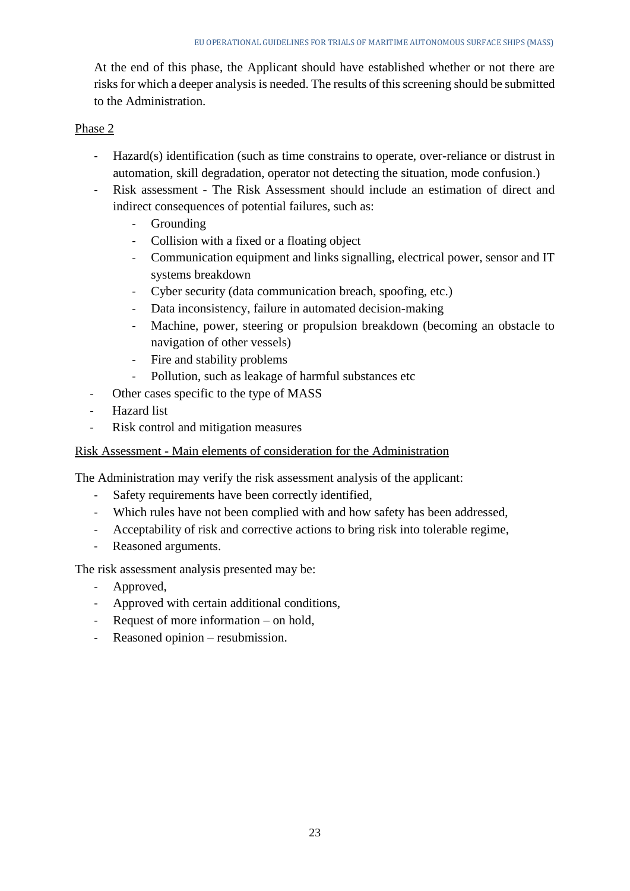At the end of this phase, the Applicant should have established whether or not there are risks for which a deeper analysis is needed. The results of this screening should be submitted to the Administration.

Phase 2

- Hazard(s) identification (such as time constrains to operate, over-reliance or distrust in automation, skill degradation, operator not detecting the situation, mode confusion.)
- Risk assessment - The Risk Assessment should include an estimation of direct and indirect consequences of potential failures, such as:
  - Grounding
  - Collision with a fixed or a floating object
  - Communication equipment and links signalling, electrical power, sensor and IT systems breakdown
  - Cyber security (data communication breach, spoofing, etc.)
  - Data inconsistency, failure in automated decision-making
  - Machine, power, steering or propulsion breakdown (becoming an obstacle to navigation of other vessels)
  - Fire and stability problems
  - Pollution, such as leakage of harmful substances etc
- Other cases specific to the type of MASS
- Hazard list
- Risk control and mitigation measures

Risk Assessment - Main elements of consideration for the Administration

The Administration may verify the risk assessment analysis of the applicant:

- Safety requirements have been correctly identified,
- Which rules have not been complied with and how safety has been addressed,
- Acceptability of risk and corrective actions to bring risk into tolerable regime,
- Reasoned arguments.

The risk assessment analysis presented may be:

- Approved,
- Approved with certain additional conditions,
- Request of more information – on hold,
- Reasoned opinion – resubmission.